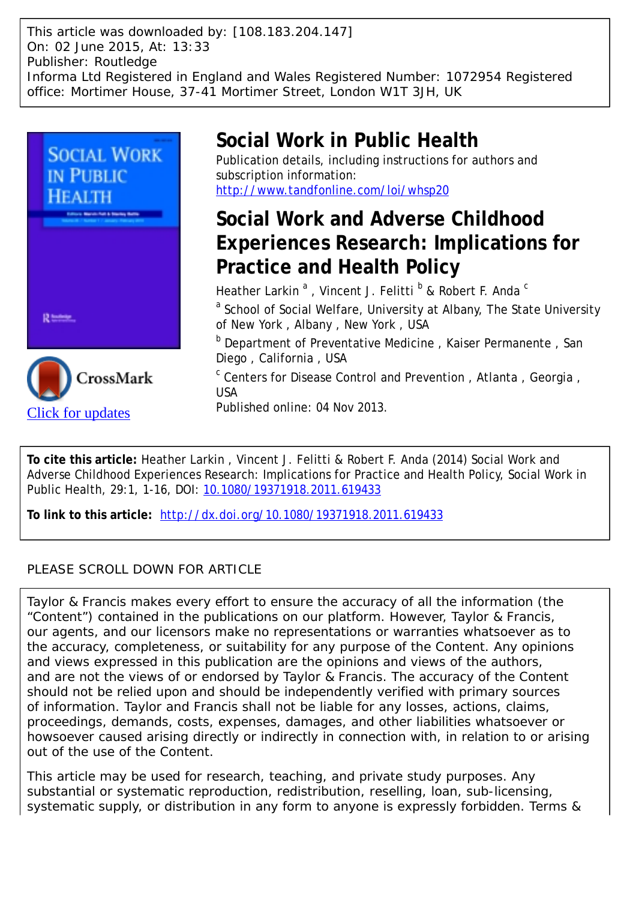This article was downloaded by: [108.183.204.147]
On: 02 June 2015, At: 13:33
Publisher: Routledge
Informa Ltd Registered in England and Wales Registered Number: 1072954 Registered office: Mortimer House, 37-41 Mortimer Street, London W1T 3JH, UK

# Social Work in Public Health

Publication details, including instructions for authors and subscription information:
http://www.tandfonline.com/loi/whsp20

## Social Work and Adverse Childhood Experiences Research: Implications for Practice and Health Policy

Heather Larkin [a], Vincent J. Felitti [b] & Robert F. Anda [c]

[a] School of Social Welfare, University at Albany, The State University of New York, Albany, New York, USA

[b] Department of Preventative Medicine, Kaiser Permanente, San Diego, California, USA

[c] Centers for Disease Control and Prevention, Atlanta, Georgia, USA

Published online: 04 Nov 2013.

Click for updates

**To cite this article:** Heather Larkin, Vincent J. Felitti & Robert F. Anda (2014) Social Work and Adverse Childhood Experiences Research: Implications for Practice and Health Policy, Social Work in Public Health, 29:1, 1-16, DOI: 10.1080/19371918.2011.619433

**To link to this article:** http://dx.doi.org/10.1080/19371918.2011.619433

PLEASE SCROLL DOWN FOR ARTICLE

Taylor & Francis makes every effort to ensure the accuracy of all the information (the "Content") contained in the publications on our platform. However, Taylor & Francis, our agents, and our licensors make no representations or warranties whatsoever as to the accuracy, completeness, or suitability for any purpose of the Content. Any opinions and views expressed in this publication are the opinions and views of the authors, and are not the views of or endorsed by Taylor & Francis. The accuracy of the Content should not be relied upon and should be independently verified with primary sources of information. Taylor and Francis shall not be liable for any losses, actions, claims, proceedings, demands, costs, expenses, damages, and other liabilities whatsoever or howsoever caused arising directly or indirectly in connection with, in relation to or arising out of the use of the Content.

This article may be used for research, teaching, and private study purposes. Any substantial or systematic reproduction, redistribution, reselling, loan, sub-licensing, systematic supply, or distribution in any form to anyone is expressly forbidden. Terms &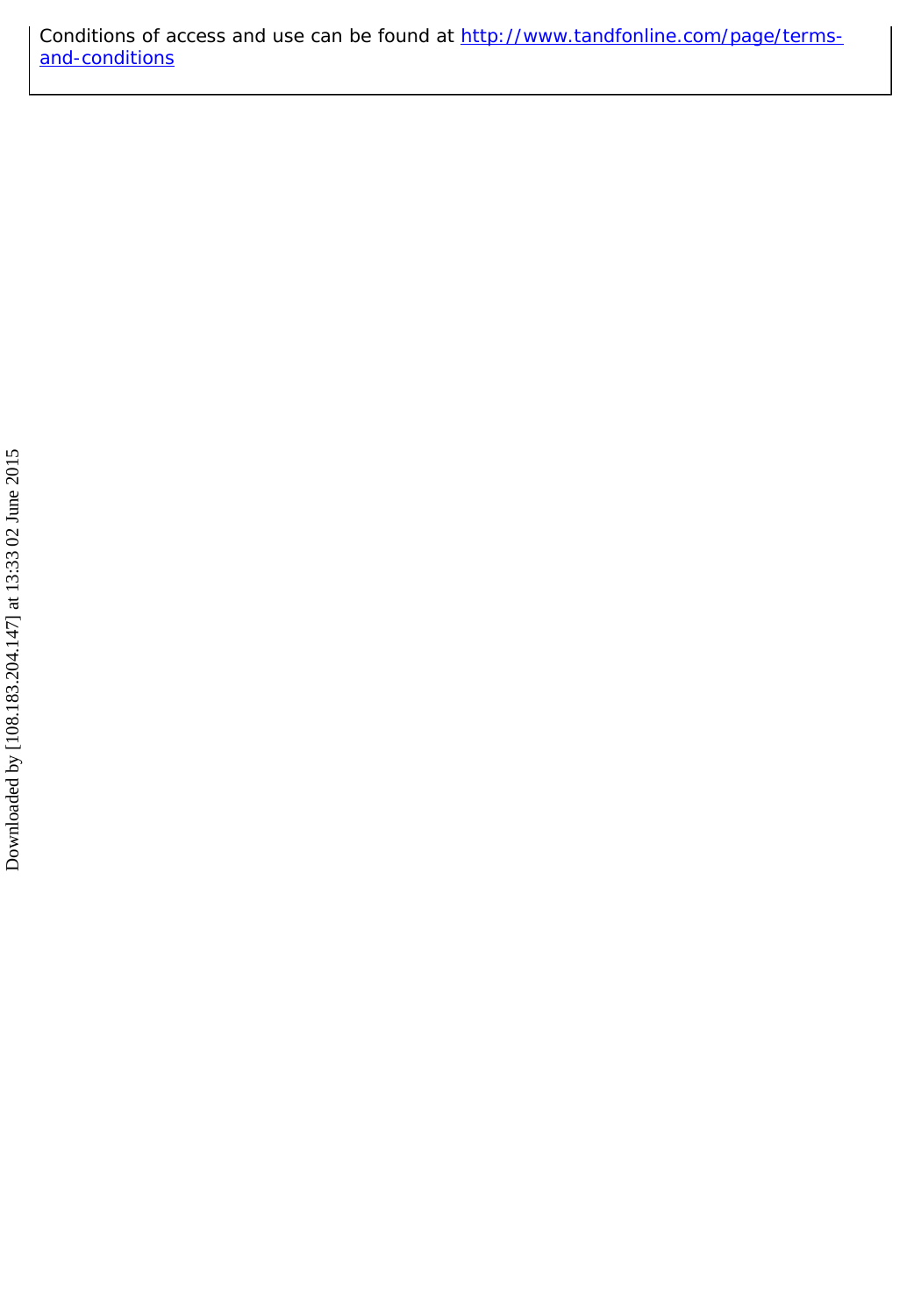Conditions of access and use can be found at http://www.tandfonline.com/page/terms-and-conditions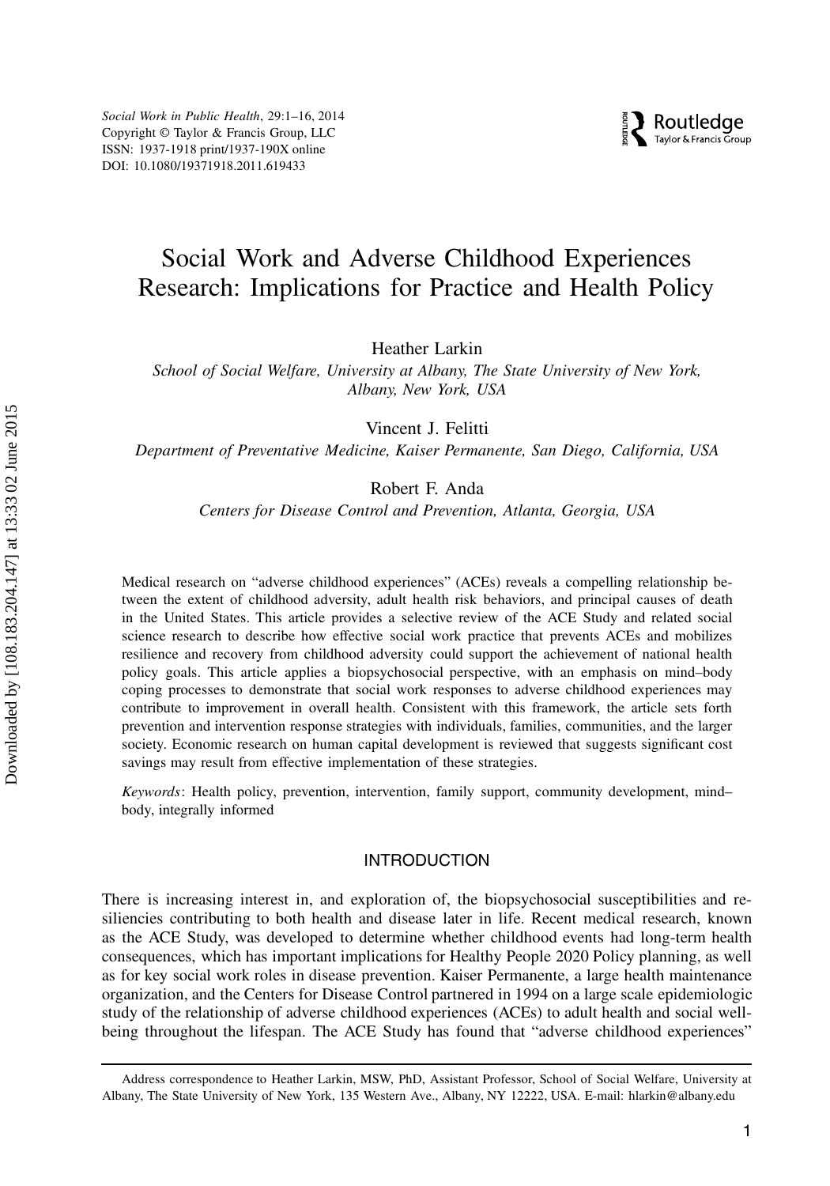# Social Work and Adverse Childhood Experiences Research: Implications for Practice and Health Policy

Heather Larkin

*School of Social Welfare, University at Albany, The State University of New York, Albany, New York, USA*

Vincent J. Felitti

*Department of Preventative Medicine, Kaiser Permanente, San Diego, California, USA*

Robert F. Anda

*Centers for Disease Control and Prevention, Atlanta, Georgia, USA*

Medical research on "adverse childhood experiences" (ACEs) reveals a compelling relationship between the extent of childhood adversity, adult health risk behaviors, and principal causes of death in the United States. This article provides a selective review of the ACE Study and related social science research to describe how effective social work practice that prevents ACEs and mobilizes resilience and recovery from childhood adversity could support the achievement of national health policy goals. This article applies a biopsychosocial perspective, with an emphasis on mind–body coping processes to demonstrate that social work responses to adverse childhood experiences may contribute to improvement in overall health. Consistent with this framework, the article sets forth prevention and intervention response strategies with individuals, families, communities, and the larger society. Economic research on human capital development is reviewed that suggests significant cost savings may result from effective implementation of these strategies.

*Keywords*: Health policy, prevention, intervention, family support, community development, mind–body, integrally informed

## INTRODUCTION

There is increasing interest in, and exploration of, the biopsychosocial susceptibilities and resiliencies contributing to both health and disease later in life. Recent medical research, known as the ACE Study, was developed to determine whether childhood events had long-term health consequences, which has important implications for Healthy People 2020 Policy planning, as well as for key social work roles in disease prevention. Kaiser Permanente, a large health maintenance organization, and the Centers for Disease Control partnered in 1994 on a large scale epidemiologic study of the relationship of adverse childhood experiences (ACEs) to adult health and social well-being throughout the lifespan. The ACE Study has found that "adverse childhood experiences"

Address correspondence to Heather Larkin, MSW, PhD, Assistant Professor, School of Social Welfare, University at Albany, The State University of New York, 135 Western Ave., Albany, NY 12222, USA. E-mail: hlarkin@albany.edu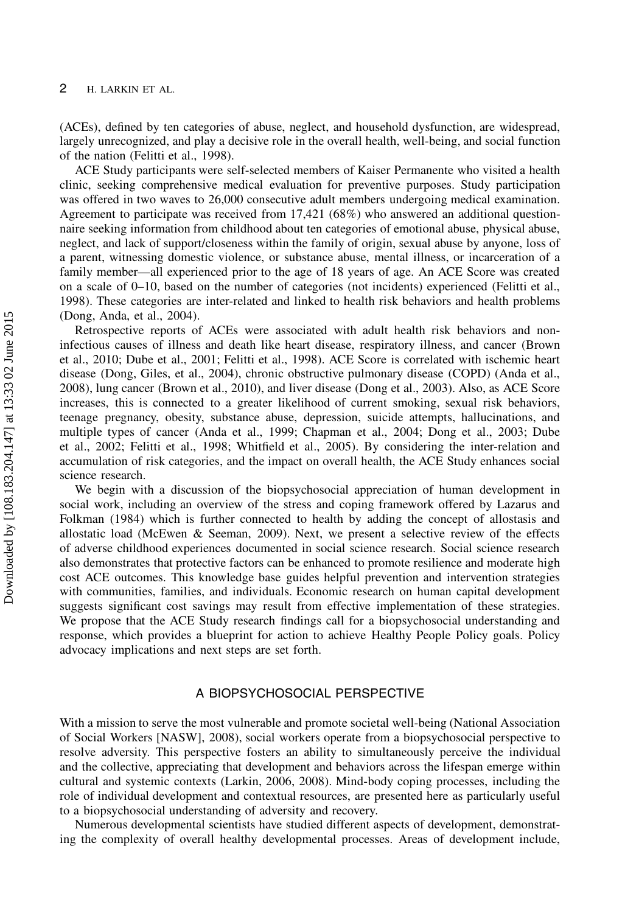(ACEs), defined by ten categories of abuse, neglect, and household dysfunction, are widespread, largely unrecognized, and play a decisive role in the overall health, well-being, and social function of the nation (Felitti et al., 1998).

ACE Study participants were self-selected members of Kaiser Permanente who visited a health clinic, seeking comprehensive medical evaluation for preventive purposes. Study participation was offered in two waves to 26,000 consecutive adult members undergoing medical examination. Agreement to participate was received from 17,421 (68%) who answered an additional questionnaire seeking information from childhood about ten categories of emotional abuse, physical abuse, neglect, and lack of support/closeness within the family of origin, sexual abuse by anyone, loss of a parent, witnessing domestic violence, or substance abuse, mental illness, or incarceration of a family member—all experienced prior to the age of 18 years of age. An ACE Score was created on a scale of 0–10, based on the number of categories (not incidents) experienced (Felitti et al., 1998). These categories are inter-related and linked to health risk behaviors and health problems (Dong, Anda, et al., 2004).

Retrospective reports of ACEs were associated with adult health risk behaviors and non-infectious causes of illness and death like heart disease, respiratory illness, and cancer (Brown et al., 2010; Dube et al., 2001; Felitti et al., 1998). ACE Score is correlated with ischemic heart disease (Dong, Giles, et al., 2004), chronic obstructive pulmonary disease (COPD) (Anda et al., 2008), lung cancer (Brown et al., 2010), and liver disease (Dong et al., 2003). Also, as ACE Score increases, this is connected to a greater likelihood of current smoking, sexual risk behaviors, teenage pregnancy, obesity, substance abuse, depression, suicide attempts, hallucinations, and multiple types of cancer (Anda et al., 1999; Chapman et al., 2004; Dong et al., 2003; Dube et al., 2002; Felitti et al., 1998; Whitfield et al., 2005). By considering the inter-relation and accumulation of risk categories, and the impact on overall health, the ACE Study enhances social science research.

We begin with a discussion of the biopsychosocial appreciation of human development in social work, including an overview of the stress and coping framework offered by Lazarus and Folkman (1984) which is further connected to health by adding the concept of allostasis and allostatic load (McEwen & Seeman, 2009). Next, we present a selective review of the effects of adverse childhood experiences documented in social science research. Social science research also demonstrates that protective factors can be enhanced to promote resilience and moderate high cost ACE outcomes. This knowledge base guides helpful prevention and intervention strategies with communities, families, and individuals. Economic research on human capital development suggests significant cost savings may result from effective implementation of these strategies. We propose that the ACE Study research findings call for a biopsychosocial understanding and response, which provides a blueprint for action to achieve Healthy People Policy goals. Policy advocacy implications and next steps are set forth.

## A BIOPSYCHOSOCIAL PERSPECTIVE

With a mission to serve the most vulnerable and promote societal well-being (National Association of Social Workers [NASW], 2008), social workers operate from a biopsychosocial perspective to resolve adversity. This perspective fosters an ability to simultaneously perceive the individual and the collective, appreciating that development and behaviors across the lifespan emerge within cultural and systemic contexts (Larkin, 2006, 2008). Mind-body coping processes, including the role of individual development and contextual resources, are presented here as particularly useful to a biopsychosocial understanding of adversity and recovery.

Numerous developmental scientists have studied different aspects of development, demonstrating the complexity of overall healthy developmental processes. Areas of development include,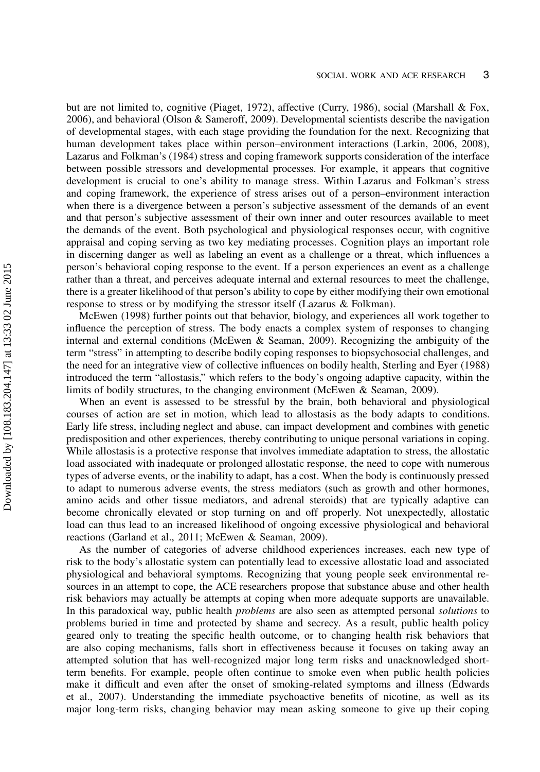but are not limited to, cognitive (Piaget, 1972), affective (Curry, 1986), social (Marshall & Fox, 2006), and behavioral (Olson & Sameroff, 2009). Developmental scientists describe the navigation of developmental stages, with each stage providing the foundation for the next. Recognizing that human development takes place within person–environment interactions (Larkin, 2006, 2008), Lazarus and Folkman's (1984) stress and coping framework supports consideration of the interface between possible stressors and developmental processes. For example, it appears that cognitive development is crucial to one's ability to manage stress. Within Lazarus and Folkman's stress and coping framework, the experience of stress arises out of a person–environment interaction when there is a divergence between a person's subjective assessment of the demands of an event and that person's subjective assessment of their own inner and outer resources available to meet the demands of the event. Both psychological and physiological responses occur, with cognitive appraisal and coping serving as two key mediating processes. Cognition plays an important role in discerning danger as well as labeling an event as a challenge or a threat, which influences a person's behavioral coping response to the event. If a person experiences an event as a challenge rather than a threat, and perceives adequate internal and external resources to meet the challenge, there is a greater likelihood of that person's ability to cope by either modifying their own emotional response to stress or by modifying the stressor itself (Lazarus & Folkman).

McEwen (1998) further points out that behavior, biology, and experiences all work together to influence the perception of stress. The body enacts a complex system of responses to changing internal and external conditions (McEwen & Seaman, 2009). Recognizing the ambiguity of the term "stress" in attempting to describe bodily coping responses to biopsychosocial challenges, and the need for an integrative view of collective influences on bodily health, Sterling and Eyer (1988) introduced the term "allostasis," which refers to the body's ongoing adaptive capacity, within the limits of bodily structures, to the changing environment (McEwen & Seaman, 2009).

When an event is assessed to be stressful by the brain, both behavioral and physiological courses of action are set in motion, which lead to allostasis as the body adapts to conditions. Early life stress, including neglect and abuse, can impact development and combines with genetic predisposition and other experiences, thereby contributing to unique personal variations in coping. While allostasis is a protective response that involves immediate adaptation to stress, the allostatic load associated with inadequate or prolonged allostatic response, the need to cope with numerous types of adverse events, or the inability to adapt, has a cost. When the body is continuously pressed to adapt to numerous adverse events, the stress mediators (such as growth and other hormones, amino acids and other tissue mediators, and adrenal steroids) that are typically adaptive can become chronically elevated or stop turning on and off properly. Not unexpectedly, allostatic load can thus lead to an increased likelihood of ongoing excessive physiological and behavioral reactions (Garland et al., 2011; McEwen & Seaman, 2009).

As the number of categories of adverse childhood experiences increases, each new type of risk to the body's allostatic system can potentially lead to excessive allostatic load and associated physiological and behavioral symptoms. Recognizing that young people seek environmental resources in an attempt to cope, the ACE researchers propose that substance abuse and other health risk behaviors may actually be attempts at coping when more adequate supports are unavailable. In this paradoxical way, public health *problems* are also seen as attempted personal *solutions* to problems buried in time and protected by shame and secrecy. As a result, public health policy geared only to treating the specific health outcome, or to changing health risk behaviors that are also coping mechanisms, falls short in effectiveness because it focuses on taking away an attempted solution that has well-recognized major long term risks and unacknowledged short-term benefits. For example, people often continue to smoke even when public health policies make it difficult and even after the onset of smoking-related symptoms and illness (Edwards et al., 2007). Understanding the immediate psychoactive benefits of nicotine, as well as its major long-term risks, changing behavior may mean asking someone to give up their coping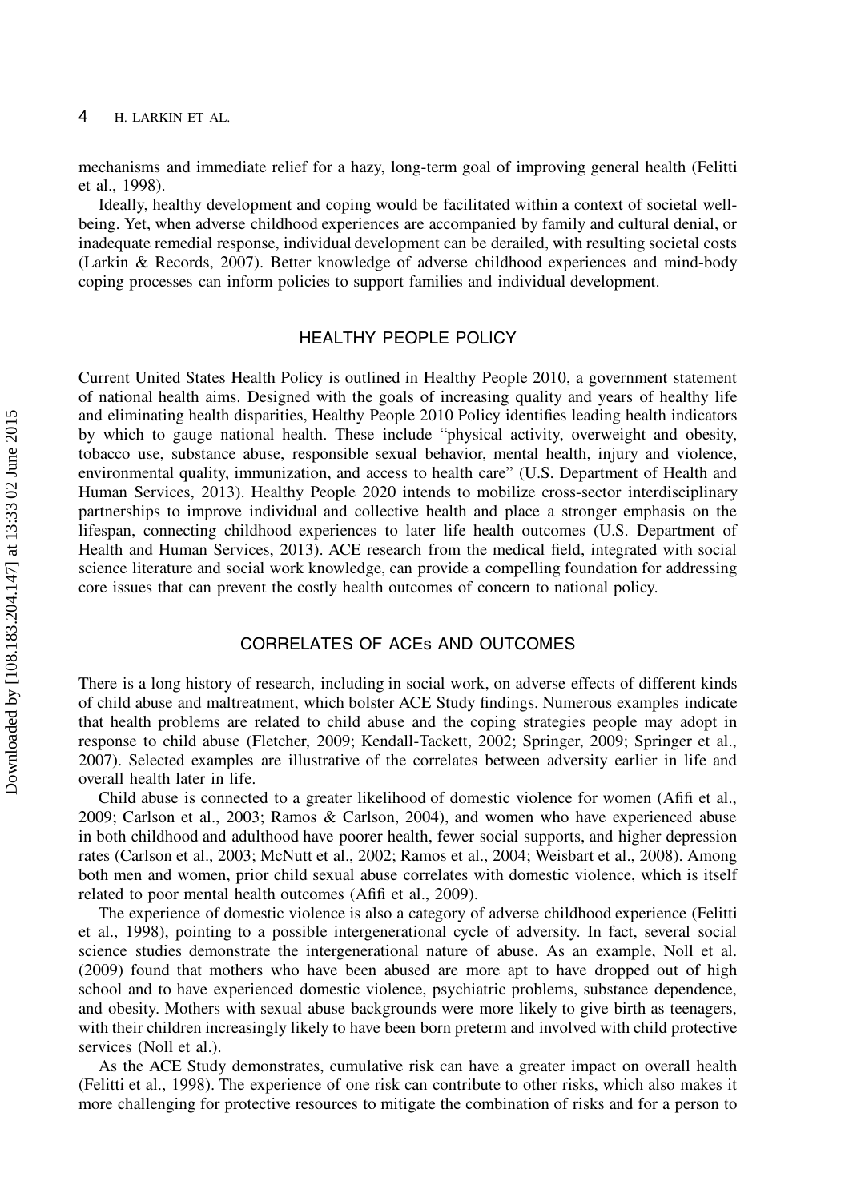mechanisms and immediate relief for a hazy, long-term goal of improving general health (Felitti et al., 1998).

Ideally, healthy development and coping would be facilitated within a context of societal well-being. Yet, when adverse childhood experiences are accompanied by family and cultural denial, or inadequate remedial response, individual development can be derailed, with resulting societal costs (Larkin & Records, 2007). Better knowledge of adverse childhood experiences and mind-body coping processes can inform policies to support families and individual development.

## HEALTHY PEOPLE POLICY

Current United States Health Policy is outlined in Healthy People 2010, a government statement of national health aims. Designed with the goals of increasing quality and years of healthy life and eliminating health disparities, Healthy People 2010 Policy identifies leading health indicators by which to gauge national health. These include "physical activity, overweight and obesity, tobacco use, substance abuse, responsible sexual behavior, mental health, injury and violence, environmental quality, immunization, and access to health care" (U.S. Department of Health and Human Services, 2013). Healthy People 2020 intends to mobilize cross-sector interdisciplinary partnerships to improve individual and collective health and place a stronger emphasis on the lifespan, connecting childhood experiences to later life health outcomes (U.S. Department of Health and Human Services, 2013). ACE research from the medical field, integrated with social science literature and social work knowledge, can provide a compelling foundation for addressing core issues that can prevent the costly health outcomes of concern to national policy.

## CORRELATES OF ACEs AND OUTCOMES

There is a long history of research, including in social work, on adverse effects of different kinds of child abuse and maltreatment, which bolster ACE Study findings. Numerous examples indicate that health problems are related to child abuse and the coping strategies people may adopt in response to child abuse (Fletcher, 2009; Kendall-Tackett, 2002; Springer, 2009; Springer et al., 2007). Selected examples are illustrative of the correlates between adversity earlier in life and overall health later in life.

Child abuse is connected to a greater likelihood of domestic violence for women (Afifi et al., 2009; Carlson et al., 2003; Ramos & Carlson, 2004), and women who have experienced abuse in both childhood and adulthood have poorer health, fewer social supports, and higher depression rates (Carlson et al., 2003; McNutt et al., 2002; Ramos et al., 2004; Weisbart et al., 2008). Among both men and women, prior child sexual abuse correlates with domestic violence, which is itself related to poor mental health outcomes (Afifi et al., 2009).

The experience of domestic violence is also a category of adverse childhood experience (Felitti et al., 1998), pointing to a possible intergenerational cycle of adversity. In fact, several social science studies demonstrate the intergenerational nature of abuse. As an example, Noll et al. (2009) found that mothers who have been abused are more apt to have dropped out of high school and to have experienced domestic violence, psychiatric problems, substance dependence, and obesity. Mothers with sexual abuse backgrounds were more likely to give birth as teenagers, with their children increasingly likely to have been born preterm and involved with child protective services (Noll et al.).

As the ACE Study demonstrates, cumulative risk can have a greater impact on overall health (Felitti et al., 1998). The experience of one risk can contribute to other risks, which also makes it more challenging for protective resources to mitigate the combination of risks and for a person to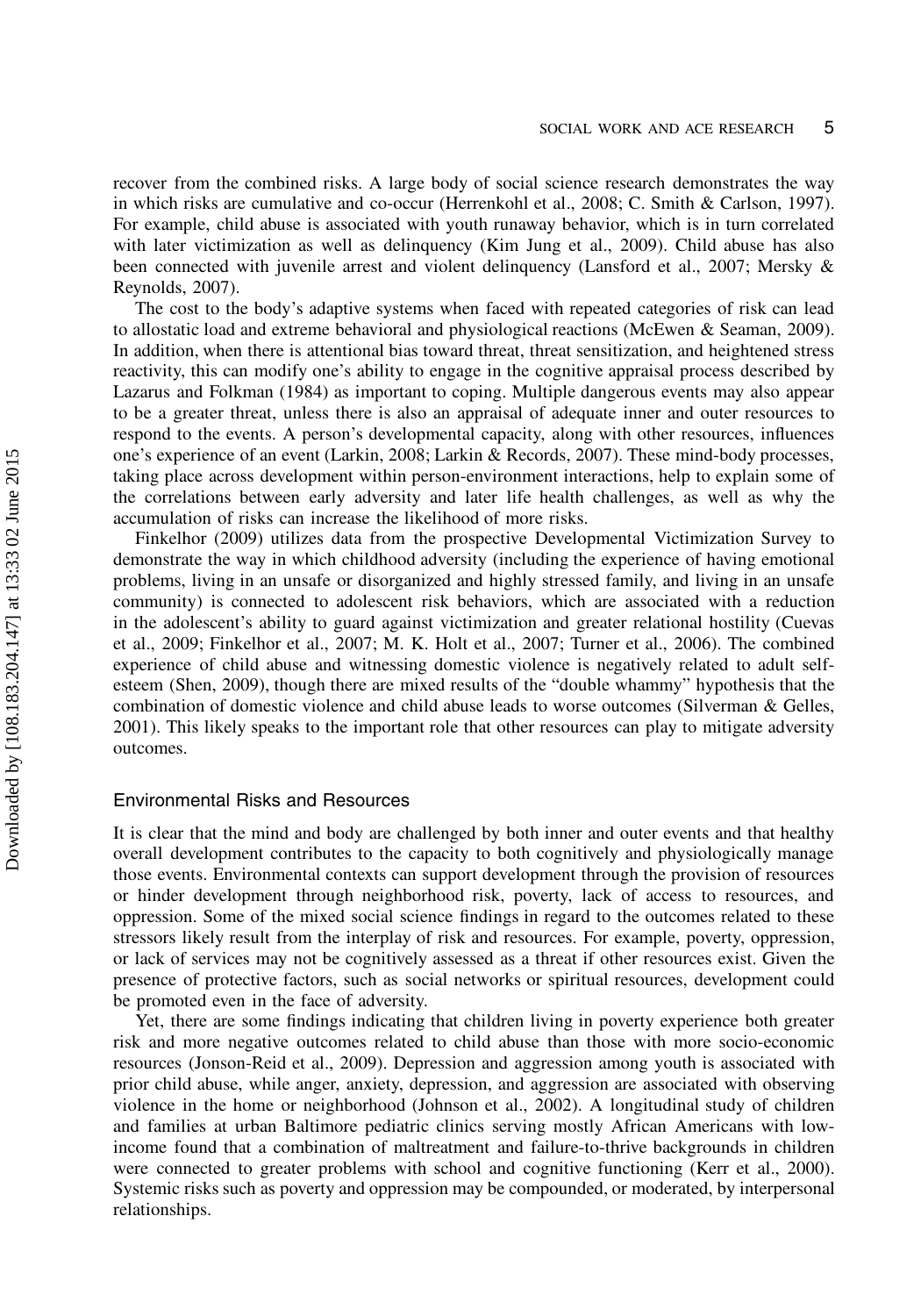recover from the combined risks. A large body of social science research demonstrates the way in which risks are cumulative and co-occur (Herrenkohl et al., 2008; C. Smith & Carlson, 1997). For example, child abuse is associated with youth runaway behavior, which is in turn correlated with later victimization as well as delinquency (Kim Jung et al., 2009). Child abuse has also been connected with juvenile arrest and violent delinquency (Lansford et al., 2007; Mersky & Reynolds, 2007).

The cost to the body's adaptive systems when faced with repeated categories of risk can lead to allostatic load and extreme behavioral and physiological reactions (McEwen & Seaman, 2009). In addition, when there is attentional bias toward threat, threat sensitization, and heightened stress reactivity, this can modify one's ability to engage in the cognitive appraisal process described by Lazarus and Folkman (1984) as important to coping. Multiple dangerous events may also appear to be a greater threat, unless there is also an appraisal of adequate inner and outer resources to respond to the events. A person's developmental capacity, along with other resources, influences one's experience of an event (Larkin, 2008; Larkin & Records, 2007). These mind-body processes, taking place across development within person-environment interactions, help to explain some of the correlations between early adversity and later life health challenges, as well as why the accumulation of risks can increase the likelihood of more risks.

Finkelhor (2009) utilizes data from the prospective Developmental Victimization Survey to demonstrate the way in which childhood adversity (including the experience of having emotional problems, living in an unsafe or disorganized and highly stressed family, and living in an unsafe community) is connected to adolescent risk behaviors, which are associated with a reduction in the adolescent's ability to guard against victimization and greater relational hostility (Cuevas et al., 2009; Finkelhor et al., 2007; M. K. Holt et al., 2007; Turner et al., 2006). The combined experience of child abuse and witnessing domestic violence is negatively related to adult self-esteem (Shen, 2009), though there are mixed results of the "double whammy" hypothesis that the combination of domestic violence and child abuse leads to worse outcomes (Silverman & Gelles, 2001). This likely speaks to the important role that other resources can play to mitigate adversity outcomes.

## Environmental Risks and Resources

It is clear that the mind and body are challenged by both inner and outer events and that healthy overall development contributes to the capacity to both cognitively and physiologically manage those events. Environmental contexts can support development through the provision of resources or hinder development through neighborhood risk, poverty, lack of access to resources, and oppression. Some of the mixed social science findings in regard to the outcomes related to these stressors likely result from the interplay of risk and resources. For example, poverty, oppression, or lack of services may not be cognitively assessed as a threat if other resources exist. Given the presence of protective factors, such as social networks or spiritual resources, development could be promoted even in the face of adversity.

Yet, there are some findings indicating that children living in poverty experience both greater risk and more negative outcomes related to child abuse than those with more socio-economic resources (Jonson-Reid et al., 2009). Depression and aggression among youth is associated with prior child abuse, while anger, anxiety, depression, and aggression are associated with observing violence in the home or neighborhood (Johnson et al., 2002). A longitudinal study of children and families at urban Baltimore pediatric clinics serving mostly African Americans with low-income found that a combination of maltreatment and failure-to-thrive backgrounds in children were connected to greater problems with school and cognitive functioning (Kerr et al., 2000). Systemic risks such as poverty and oppression may be compounded, or moderated, by interpersonal relationships.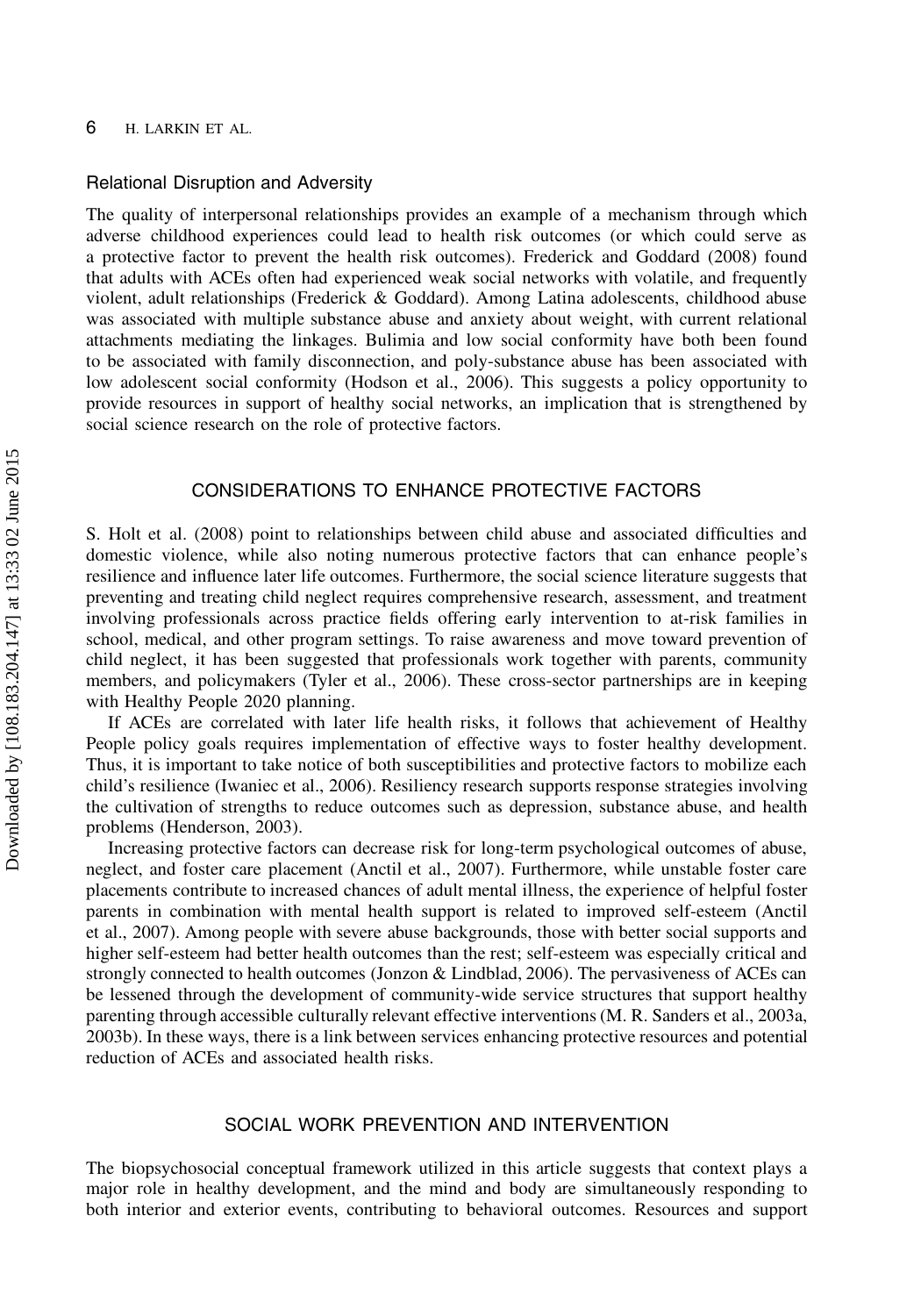### Relational Disruption and Adversity

The quality of interpersonal relationships provides an example of a mechanism through which adverse childhood experiences could lead to health risk outcomes (or which could serve as a protective factor to prevent the health risk outcomes). Frederick and Goddard (2008) found that adults with ACEs often had experienced weak social networks with volatile, and frequently violent, adult relationships (Frederick & Goddard). Among Latina adolescents, childhood abuse was associated with multiple substance abuse and anxiety about weight, with current relational attachments mediating the linkages. Bulimia and low social conformity have both been found to be associated with family disconnection, and poly-substance abuse has been associated with low adolescent social conformity (Hodson et al., 2006). This suggests a policy opportunity to provide resources in support of healthy social networks, an implication that is strengthened by social science research on the role of protective factors.

## CONSIDERATIONS TO ENHANCE PROTECTIVE FACTORS

S. Holt et al. (2008) point to relationships between child abuse and associated difficulties and domestic violence, while also noting numerous protective factors that can enhance people's resilience and influence later life outcomes. Furthermore, the social science literature suggests that preventing and treating child neglect requires comprehensive research, assessment, and treatment involving professionals across practice fields offering early intervention to at-risk families in school, medical, and other program settings. To raise awareness and move toward prevention of child neglect, it has been suggested that professionals work together with parents, community members, and policymakers (Tyler et al., 2006). These cross-sector partnerships are in keeping with Healthy People 2020 planning.

If ACEs are correlated with later life health risks, it follows that achievement of Healthy People policy goals requires implementation of effective ways to foster healthy development. Thus, it is important to take notice of both susceptibilities and protective factors to mobilize each child's resilience (Iwaniec et al., 2006). Resiliency research supports response strategies involving the cultivation of strengths to reduce outcomes such as depression, substance abuse, and health problems (Henderson, 2003).

Increasing protective factors can decrease risk for long-term psychological outcomes of abuse, neglect, and foster care placement (Anctil et al., 2007). Furthermore, while unstable foster care placements contribute to increased chances of adult mental illness, the experience of helpful foster parents in combination with mental health support is related to improved self-esteem (Anctil et al., 2007). Among people with severe abuse backgrounds, those with better social supports and higher self-esteem had better health outcomes than the rest; self-esteem was especially critical and strongly connected to health outcomes (Jonzon & Lindblad, 2006). The pervasiveness of ACEs can be lessened through the development of community-wide service structures that support healthy parenting through accessible culturally relevant effective interventions (M. R. Sanders et al., 2003a, 2003b). In these ways, there is a link between services enhancing protective resources and potential reduction of ACEs and associated health risks.

## SOCIAL WORK PREVENTION AND INTERVENTION

The biopsychosocial conceptual framework utilized in this article suggests that context plays a major role in healthy development, and the mind and body are simultaneously responding to both interior and exterior events, contributing to behavioral outcomes. Resources and support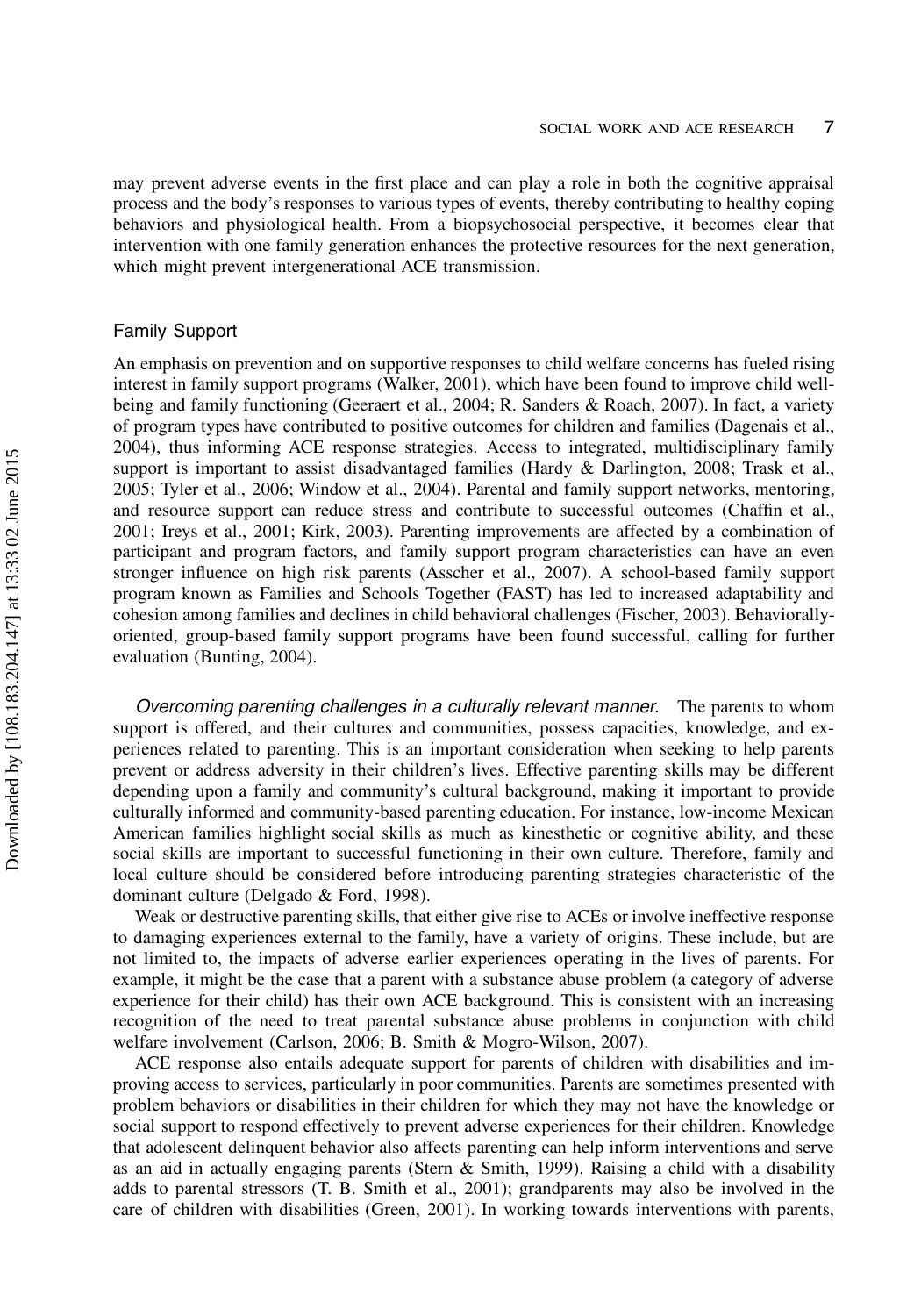may prevent adverse events in the first place and can play a role in both the cognitive appraisal process and the body's responses to various types of events, thereby contributing to healthy coping behaviors and physiological health. From a biopsychosocial perspective, it becomes clear that intervention with one family generation enhances the protective resources for the next generation, which might prevent intergenerational ACE transmission.

### Family Support

An emphasis on prevention and on supportive responses to child welfare concerns has fueled rising interest in family support programs (Walker, 2001), which have been found to improve child well-being and family functioning (Geeraert et al., 2004; R. Sanders & Roach, 2007). In fact, a variety of program types have contributed to positive outcomes for children and families (Dagenais et al., 2004), thus informing ACE response strategies. Access to integrated, multidisciplinary family support is important to assist disadvantaged families (Hardy & Darlington, 2008; Trask et al., 2005; Tyler et al., 2006; Window et al., 2004). Parental and family support networks, mentoring, and resource support can reduce stress and contribute to successful outcomes (Chaffin et al., 2001; Ireys et al., 2001; Kirk, 2003). Parenting improvements are affected by a combination of participant and program factors, and family support program characteristics can have an even stronger influence on high risk parents (Asscher et al., 2007). A school-based family support program known as Families and Schools Together (FAST) has led to increased adaptability and cohesion among families and declines in child behavioral challenges (Fischer, 2003). Behaviorally-oriented, group-based family support programs have been found successful, calling for further evaluation (Bunting, 2004).

*Overcoming parenting challenges in a culturally relevant manner.* The parents to whom support is offered, and their cultures and communities, possess capacities, knowledge, and experiences related to parenting. This is an important consideration when seeking to help parents prevent or address adversity in their children's lives. Effective parenting skills may be different depending upon a family and community's cultural background, making it important to provide culturally informed and community-based parenting education. For instance, low-income Mexican American families highlight social skills as much as kinesthetic or cognitive ability, and these social skills are important to successful functioning in their own culture. Therefore, family and local culture should be considered before introducing parenting strategies characteristic of the dominant culture (Delgado & Ford, 1998).

Weak or destructive parenting skills, that either give rise to ACEs or involve ineffective response to damaging experiences external to the family, have a variety of origins. These include, but are not limited to, the impacts of adverse earlier experiences operating in the lives of parents. For example, it might be the case that a parent with a substance abuse problem (a category of adverse experience for their child) has their own ACE background. This is consistent with an increasing recognition of the need to treat parental substance abuse problems in conjunction with child welfare involvement (Carlson, 2006; B. Smith & Mogro-Wilson, 2007).

ACE response also entails adequate support for parents of children with disabilities and improving access to services, particularly in poor communities. Parents are sometimes presented with problem behaviors or disabilities in their children for which they may not have the knowledge or social support to respond effectively to prevent adverse experiences for their children. Knowledge that adolescent delinquent behavior also affects parenting can help inform interventions and serve as an aid in actually engaging parents (Stern & Smith, 1999). Raising a child with a disability adds to parental stressors (T. B. Smith et al., 2001); grandparents may also be involved in the care of children with disabilities (Green, 2001). In working towards interventions with parents,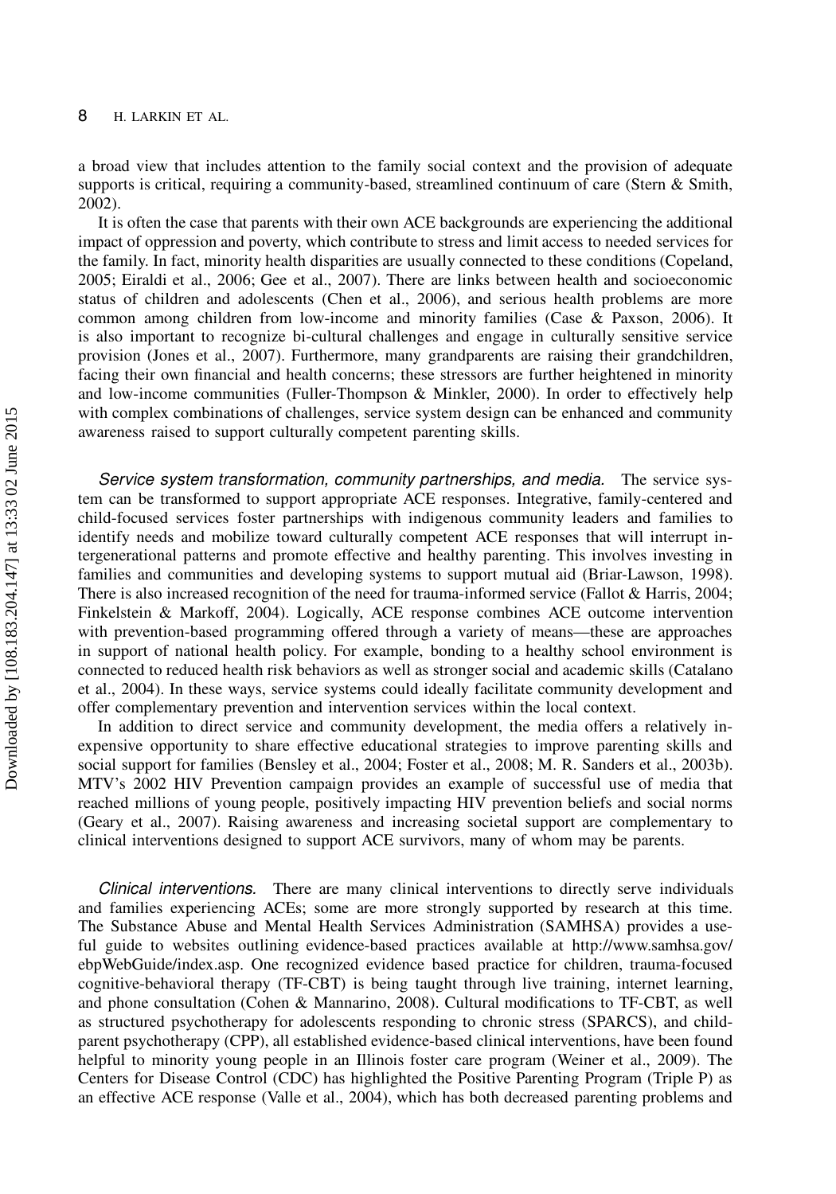a broad view that includes attention to the family social context and the provision of adequate supports is critical, requiring a community-based, streamlined continuum of care (Stern & Smith, 2002).

It is often the case that parents with their own ACE backgrounds are experiencing the additional impact of oppression and poverty, which contribute to stress and limit access to needed services for the family. In fact, minority health disparities are usually connected to these conditions (Copeland, 2005; Eiraldi et al., 2006; Gee et al., 2007). There are links between health and socioeconomic status of children and adolescents (Chen et al., 2006), and serious health problems are more common among children from low-income and minority families (Case & Paxson, 2006). It is also important to recognize bi-cultural challenges and engage in culturally sensitive service provision (Jones et al., 2007). Furthermore, many grandparents are raising their grandchildren, facing their own financial and health concerns; these stressors are further heightened in minority and low-income communities (Fuller-Thompson & Minkler, 2000). In order to effectively help with complex combinations of challenges, service system design can be enhanced and community awareness raised to support culturally competent parenting skills.

*Service system transformation, community partnerships, and media.* The service system can be transformed to support appropriate ACE responses. Integrative, family-centered and child-focused services foster partnerships with indigenous community leaders and families to identify needs and mobilize toward culturally competent ACE responses that will interrupt intergenerational patterns and promote effective and healthy parenting. This involves investing in families and communities and developing systems to support mutual aid (Briar-Lawson, 1998). There is also increased recognition of the need for trauma-informed service (Fallot & Harris, 2004; Finkelstein & Markoff, 2004). Logically, ACE response combines ACE outcome intervention with prevention-based programming offered through a variety of means—these are approaches in support of national health policy. For example, bonding to a healthy school environment is connected to reduced health risk behaviors as well as stronger social and academic skills (Catalano et al., 2004). In these ways, service systems could ideally facilitate community development and offer complementary prevention and intervention services within the local context.

In addition to direct service and community development, the media offers a relatively inexpensive opportunity to share effective educational strategies to improve parenting skills and social support for families (Bensley et al., 2004; Foster et al., 2008; M. R. Sanders et al., 2003b). MTV's 2002 HIV Prevention campaign provides an example of successful use of media that reached millions of young people, positively impacting HIV prevention beliefs and social norms (Geary et al., 2007). Raising awareness and increasing societal support are complementary to clinical interventions designed to support ACE survivors, many of whom may be parents.

*Clinical interventions.* There are many clinical interventions to directly serve individuals and families experiencing ACEs; some are more strongly supported by research at this time. The Substance Abuse and Mental Health Services Administration (SAMHSA) provides a useful guide to websites outlining evidence-based practices available at http://www.samhsa.gov/ebpWebGuide/index.asp. One recognized evidence based practice for children, trauma-focused cognitive-behavioral therapy (TF-CBT) is being taught through live training, internet learning, and phone consultation (Cohen & Mannarino, 2008). Cultural modifications to TF-CBT, as well as structured psychotherapy for adolescents responding to chronic stress (SPARCS), and child-parent psychotherapy (CPP), all established evidence-based clinical interventions, have been found helpful to minority young people in an Illinois foster care program (Weiner et al., 2009). The Centers for Disease Control (CDC) has highlighted the Positive Parenting Program (Triple P) as an effective ACE response (Valle et al., 2004), which has both decreased parenting problems and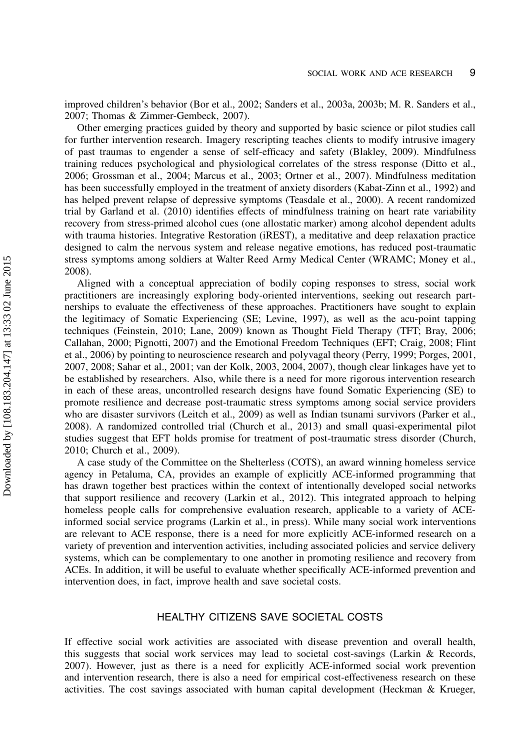improved children's behavior (Bor et al., 2002; Sanders et al., 2003a, 2003b; M. R. Sanders et al., 2007; Thomas & Zimmer-Gembeck, 2007).

Other emerging practices guided by theory and supported by basic science or pilot studies call for further intervention research. Imagery rescripting teaches clients to modify intrusive imagery of past traumas to engender a sense of self-efficacy and safety (Blakley, 2009). Mindfulness training reduces psychological and physiological correlates of the stress response (Ditto et al., 2006; Grossman et al., 2004; Marcus et al., 2003; Ortner et al., 2007). Mindfulness meditation has been successfully employed in the treatment of anxiety disorders (Kabat-Zinn et al., 1992) and has helped prevent relapse of depressive symptoms (Teasdale et al., 2000). A recent randomized trial by Garland et al. (2010) identifies effects of mindfulness training on heart rate variability recovery from stress-primed alcohol cues (one allostatic marker) among alcohol dependent adults with trauma histories. Integrative Restoration (iREST), a meditative and deep relaxation practice designed to calm the nervous system and release negative emotions, has reduced post-traumatic stress symptoms among soldiers at Walter Reed Army Medical Center (WRAMC; Money et al., 2008).

Aligned with a conceptual appreciation of bodily coping responses to stress, social work practitioners are increasingly exploring body-oriented interventions, seeking out research partnerships to evaluate the effectiveness of these approaches. Practitioners have sought to explain the legitimacy of Somatic Experiencing (SE; Levine, 1997), as well as the acu-point tapping techniques (Feinstein, 2010; Lane, 2009) known as Thought Field Therapy (TFT; Bray, 2006; Callahan, 2000; Pignotti, 2007) and the Emotional Freedom Techniques (EFT; Craig, 2008; Flint et al., 2006) by pointing to neuroscience research and polyvagal theory (Perry, 1999; Porges, 2001, 2007, 2008; Sahar et al., 2001; van der Kolk, 2003, 2004, 2007), though clear linkages have yet to be established by researchers. Also, while there is a need for more rigorous intervention research in each of these areas, uncontrolled research designs have found Somatic Experiencing (SE) to promote resilience and decrease post-traumatic stress symptoms among social service providers who are disaster survivors (Leitch et al., 2009) as well as Indian tsunami survivors (Parker et al., 2008). A randomized controlled trial (Church et al., 2013) and small quasi-experimental pilot studies suggest that EFT holds promise for treatment of post-traumatic stress disorder (Church, 2010; Church et al., 2009).

A case study of the Committee on the Shelterless (COTS), an award winning homeless service agency in Petaluma, CA, provides an example of explicitly ACE-informed programming that has drawn together best practices within the context of intentionally developed social networks that support resilience and recovery (Larkin et al., 2012). This integrated approach to helping homeless people calls for comprehensive evaluation research, applicable to a variety of ACE-informed social service programs (Larkin et al., in press). While many social work interventions are relevant to ACE response, there is a need for more explicitly ACE-informed research on a variety of prevention and intervention activities, including associated policies and service delivery systems, which can be complementary to one another in promoting resilience and recovery from ACEs. In addition, it will be useful to evaluate whether specifically ACE-informed prevention and intervention does, in fact, improve health and save societal costs.

## HEALTHY CITIZENS SAVE SOCIETAL COSTS

If effective social work activities are associated with disease prevention and overall health, this suggests that social work services may lead to societal cost-savings (Larkin & Records, 2007). However, just as there is a need for explicitly ACE-informed social work prevention and intervention research, there is also a need for empirical cost-effectiveness research on these activities. The cost savings associated with human capital development (Heckman & Krueger,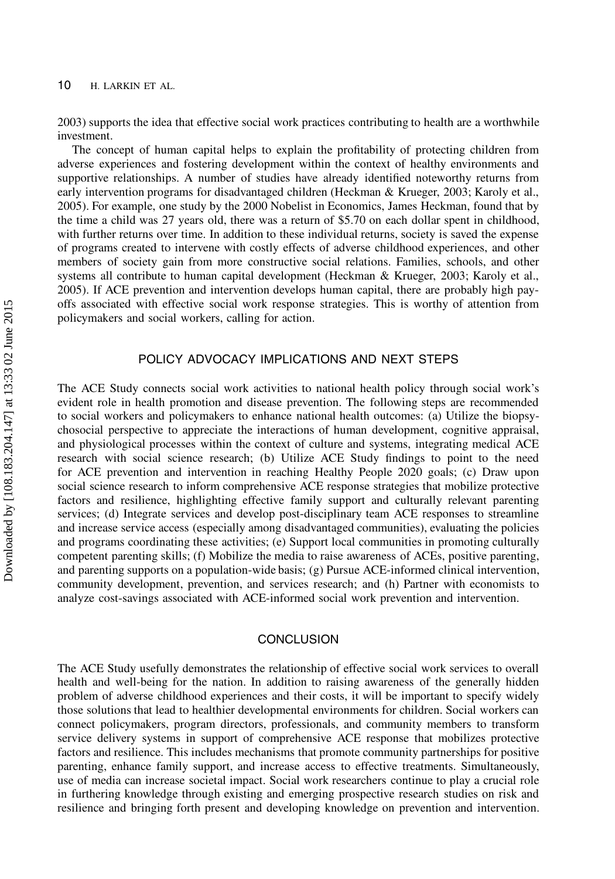2003) supports the idea that effective social work practices contributing to health are a worthwhile investment.

The concept of human capital helps to explain the profitability of protecting children from adverse experiences and fostering development within the context of healthy environments and supportive relationships. A number of studies have already identified noteworthy returns from early intervention programs for disadvantaged children (Heckman & Krueger, 2003; Karoly et al., 2005). For example, one study by the 2000 Nobelist in Economics, James Heckman, found that by the time a child was 27 years old, there was a return of $5.70 on each dollar spent in childhood, with further returns over time. In addition to these individual returns, society is saved the expense of programs created to intervene with costly effects of adverse childhood experiences, and other members of society gain from more constructive social relations. Families, schools, and other systems all contribute to human capital development (Heckman & Krueger, 2003; Karoly et al., 2005). If ACE prevention and intervention develops human capital, there are probably high payoffs associated with effective social work response strategies. This is worthy of attention from policymakers and social workers, calling for action.

## POLICY ADVOCACY IMPLICATIONS AND NEXT STEPS

The ACE Study connects social work activities to national health policy through social work's evident role in health promotion and disease prevention. The following steps are recommended to social workers and policymakers to enhance national health outcomes: (a) Utilize the biopsychosocial perspective to appreciate the interactions of human development, cognitive appraisal, and physiological processes within the context of culture and systems, integrating medical ACE research with social science research; (b) Utilize ACE Study findings to point to the need for ACE prevention and intervention in reaching Healthy People 2020 goals; (c) Draw upon social science research to inform comprehensive ACE response strategies that mobilize protective factors and resilience, highlighting effective family support and culturally relevant parenting services; (d) Integrate services and develop post-disciplinary team ACE responses to streamline and increase service access (especially among disadvantaged communities), evaluating the policies and programs coordinating these activities; (e) Support local communities in promoting culturally competent parenting skills; (f) Mobilize the media to raise awareness of ACEs, positive parenting, and parenting supports on a population-wide basis; (g) Pursue ACE-informed clinical intervention, community development, prevention, and services research; and (h) Partner with economists to analyze cost-savings associated with ACE-informed social work prevention and intervention.

## CONCLUSION

The ACE Study usefully demonstrates the relationship of effective social work services to overall health and well-being for the nation. In addition to raising awareness of the generally hidden problem of adverse childhood experiences and their costs, it will be important to specify widely those solutions that lead to healthier developmental environments for children. Social workers can connect policymakers, program directors, professionals, and community members to transform service delivery systems in support of comprehensive ACE response that mobilizes protective factors and resilience. This includes mechanisms that promote community partnerships for positive parenting, enhance family support, and increase access to effective treatments. Simultaneously, use of media can increase societal impact. Social work researchers continue to play a crucial role in furthering knowledge through existing and emerging prospective research studies on risk and resilience and bringing forth present and developing knowledge on prevention and intervention.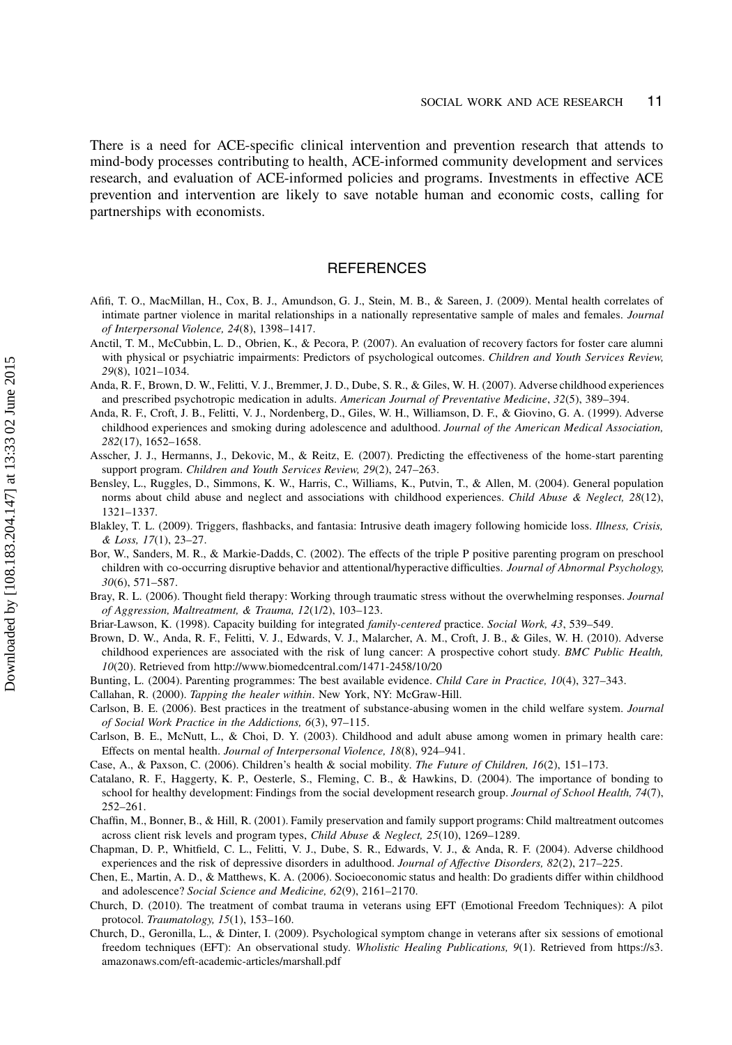There is a need for ACE-specific clinical intervention and prevention research that attends to mind-body processes contributing to health, ACE-informed community development and services research, and evaluation of ACE-informed policies and programs. Investments in effective ACE prevention and intervention are likely to save notable human and economic costs, calling for partnerships with economists.

## REFERENCES

Afifi, T. O., MacMillan, H., Cox, B. J., Amundson, G. J., Stein, M. B., & Sareen, J. (2009). Mental health correlates of intimate partner violence in marital relationships in a nationally representative sample of males and females. *Journal of Interpersonal Violence, 24*(8), 1398–1417.

Anctil, T. M., McCubbin, L. D., Obrien, K., & Pecora, P. (2007). An evaluation of recovery factors for foster care alumni with physical or psychiatric impairments: Predictors of psychological outcomes. *Children and Youth Services Review, 29*(8), 1021–1034.

Anda, R. F., Brown, D. W., Felitti, V. J., Bremmer, J. D., Dube, S. R., & Giles, W. H. (2007). Adverse childhood experiences and prescribed psychotropic medication in adults. *American Journal of Preventative Medicine*, *32*(5), 389–394.

Anda, R. F., Croft, J. B., Felitti, V. J., Nordenberg, D., Giles, W. H., Williamson, D. F., & Giovino, G. A. (1999). Adverse childhood experiences and smoking during adolescence and adulthood. *Journal of the American Medical Association, 282*(17), 1652–1658.

Asscher, J. J., Hermanns, J., Dekovic, M., & Reitz, E. (2007). Predicting the effectiveness of the home-start parenting support program. *Children and Youth Services Review, 29*(2), 247–263.

Bensley, L., Ruggles, D., Simmons, K. W., Harris, C., Williams, K., Putvin, T., & Allen, M. (2004). General population norms about child abuse and neglect and associations with childhood experiences. *Child Abuse & Neglect, 28*(12), 1321–1337.

Blakley, T. L. (2009). Triggers, flashbacks, and fantasia: Intrusive death imagery following homicide loss. *Illness, Crisis, & Loss, 17*(1), 23–27.

Bor, W., Sanders, M. R., & Markie-Dadds, C. (2002). The effects of the triple P positive parenting program on preschool children with co-occurring disruptive behavior and attentional/hyperactive difficulties. *Journal of Abnormal Psychology, 30*(6), 571–587.

Bray, R. L. (2006). Thought field therapy: Working through traumatic stress without the overwhelming responses. *Journal of Aggression, Maltreatment, & Trauma, 12*(1/2), 103–123.

Briar-Lawson, K. (1998). Capacity building for integrated *family-centered* practice. *Social Work, 43*, 539–549.

Brown, D. W., Anda, R. F., Felitti, V. J., Edwards, V. J., Malarcher, A. M., Croft, J. B., & Giles, W. H. (2010). Adverse childhood experiences are associated with the risk of lung cancer: A prospective cohort study. *BMC Public Health, 10*(20). Retrieved from http://www.biomedcentral.com/1471-2458/10/20

Bunting, L. (2004). Parenting programmes: The best available evidence. *Child Care in Practice, 10*(4), 327–343.

Callahan, R. (2000). *Tapping the healer within*. New York, NY: McGraw-Hill.

Carlson, B. E. (2006). Best practices in the treatment of substance-abusing women in the child welfare system. *Journal of Social Work Practice in the Addictions, 6*(3), 97–115.

Carlson, B. E., McNutt, L., & Choi, D. Y. (2003). Childhood and adult abuse among women in primary health care: Effects on mental health. *Journal of Interpersonal Violence, 18*(8), 924–941.

Case, A., & Paxson, C. (2006). Children's health & social mobility. *The Future of Children, 16*(2), 151–173.

Catalano, R. F., Haggerty, K. P., Oesterle, S., Fleming, C. B., & Hawkins, D. (2004). The importance of bonding to school for healthy development: Findings from the social development research group. *Journal of School Health, 74*(7), 252–261.

Chaffin, M., Bonner, B., & Hill, R. (2001). Family preservation and family support programs: Child maltreatment outcomes across client risk levels and program types, *Child Abuse & Neglect, 25*(10), 1269–1289.

Chapman, D. P., Whitfield, C. L., Felitti, V. J., Dube, S. R., Edwards, V. J., & Anda, R. F. (2004). Adverse childhood experiences and the risk of depressive disorders in adulthood. *Journal of Affective Disorders, 82*(2), 217–225.

Chen, E., Martin, A. D., & Matthews, K. A. (2006). Socioeconomic status and health: Do gradients differ within childhood and adolescence? *Social Science and Medicine, 62*(9), 2161–2170.

Church, D. (2010). The treatment of combat trauma in veterans using EFT (Emotional Freedom Techniques): A pilot protocol. *Traumatology, 15*(1), 153–160.

Church, D., Geronilla, L., & Dinter, I. (2009). Psychological symptom change in veterans after six sessions of emotional freedom techniques (EFT): An observational study. *Wholistic Healing Publications, 9*(1). Retrieved from https://s3.amazonaws.com/eft-academic-articles/marshall.pdf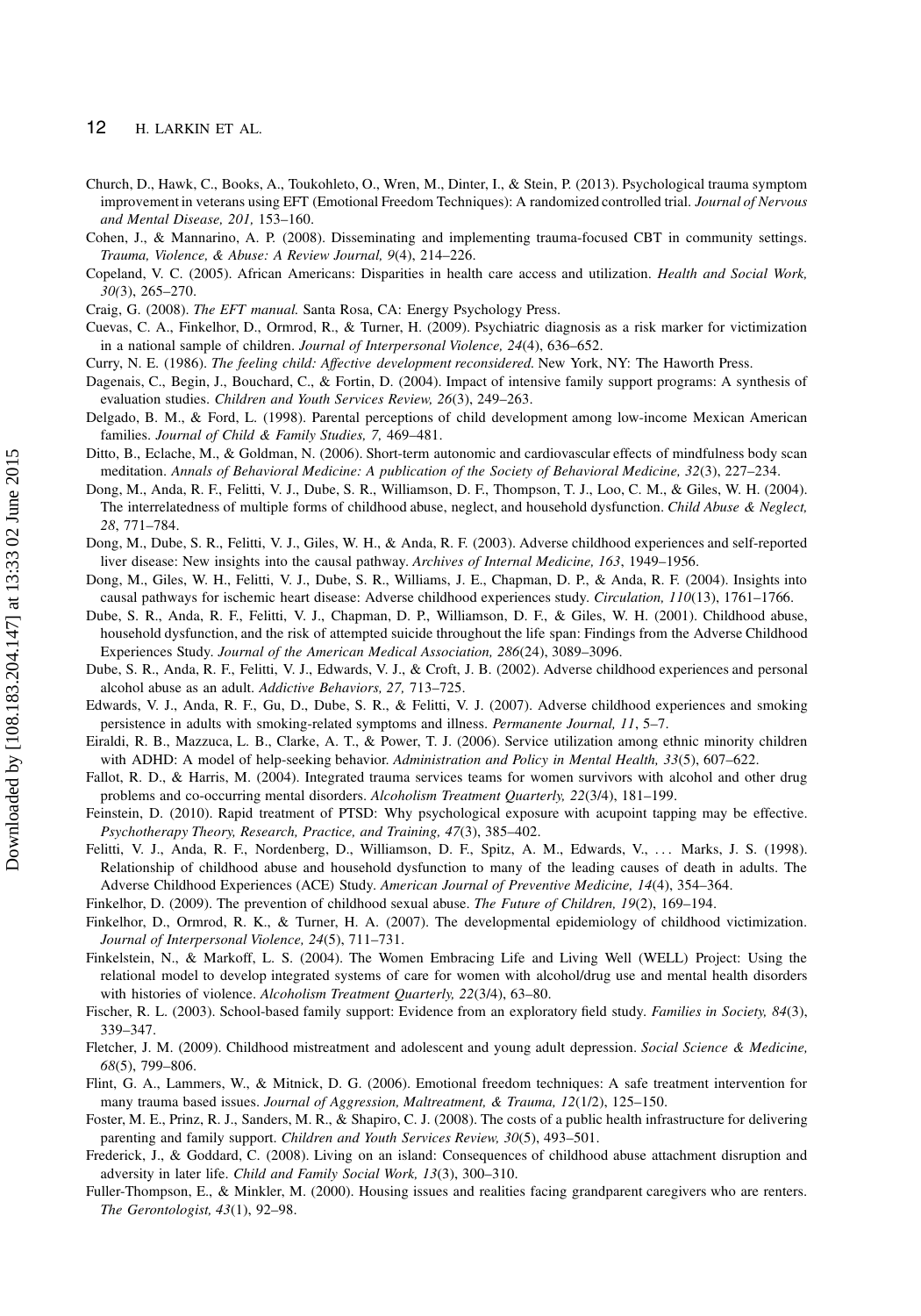Church, D., Hawk, C., Books, A., Toukohleto, O., Wren, M., Dinter, I., & Stein, P. (2013). Psychological trauma symptom improvement in veterans using EFT (Emotional Freedom Techniques): A randomized controlled trial. *Journal of Nervous and Mental Disease, 201,* 153–160.

Cohen, J., & Mannarino, A. P. (2008). Disseminating and implementing trauma-focused CBT in community settings. *Trauma, Violence, & Abuse: A Review Journal, 9*(4), 214–226.

Copeland, V. C. (2005). African Americans: Disparities in health care access and utilization. *Health and Social Work, 30*(3), 265–270.

Craig, G. (2008). *The EFT manual.* Santa Rosa, CA: Energy Psychology Press.

Cuevas, C. A., Finkelhor, D., Ormrod, R., & Turner, H. (2009). Psychiatric diagnosis as a risk marker for victimization in a national sample of children. *Journal of Interpersonal Violence, 24*(4), 636–652.

Curry, N. E. (1986). *The feeling child: Affective development reconsidered.* New York, NY: The Haworth Press.

Dagenais, C., Begin, J., Bouchard, C., & Fortin, D. (2004). Impact of intensive family support programs: A synthesis of evaluation studies. *Children and Youth Services Review, 26*(3), 249–263.

Delgado, B. M., & Ford, L. (1998). Parental perceptions of child development among low-income Mexican American families. *Journal of Child & Family Studies, 7,* 469–481.

Ditto, B., Eclache, M., & Goldman, N. (2006). Short-term autonomic and cardiovascular effects of mindfulness body scan meditation. *Annals of Behavioral Medicine: A publication of the Society of Behavioral Medicine, 32*(3), 227–234.

Dong, M., Anda, R. F., Felitti, V. J., Dube, S. R., Williamson, D. F., Thompson, T. J., Loo, C. M., & Giles, W. H. (2004). The interrelatedness of multiple forms of childhood abuse, neglect, and household dysfunction. *Child Abuse & Neglect, 28*, 771–784.

Dong, M., Dube, S. R., Felitti, V. J., Giles, W. H., & Anda, R. F. (2003). Adverse childhood experiences and self-reported liver disease: New insights into the causal pathway. *Archives of Internal Medicine, 163*, 1949–1956.

Dong, M., Giles, W. H., Felitti, V. J., Dube, S. R., Williams, J. E., Chapman, D. P., & Anda, R. F. (2004). Insights into causal pathways for ischemic heart disease: Adverse childhood experiences study. *Circulation, 110*(13), 1761–1766.

Dube, S. R., Anda, R. F., Felitti, V. J., Chapman, D. P., Williamson, D. F., & Giles, W. H. (2001). Childhood abuse, household dysfunction, and the risk of attempted suicide throughout the life span: Findings from the Adverse Childhood Experiences Study. *Journal of the American Medical Association, 286*(24), 3089–3096.

Dube, S. R., Anda, R. F., Felitti, V. J., Edwards, V. J., & Croft, J. B. (2002). Adverse childhood experiences and personal alcohol abuse as an adult. *Addictive Behaviors, 27,* 713–725.

Edwards, V. J., Anda, R. F., Gu, D., Dube, S. R., & Felitti, V. J. (2007). Adverse childhood experiences and smoking persistence in adults with smoking-related symptoms and illness. *Permanente Journal, 11*, 5–7.

Eiraldi, R. B., Mazzuca, L. B., Clarke, A. T., & Power, T. J. (2006). Service utilization among ethnic minority children with ADHD: A model of help-seeking behavior. *Administration and Policy in Mental Health, 33*(5), 607–622.

Fallot, R. D., & Harris, M. (2004). Integrated trauma services teams for women survivors with alcohol and other drug problems and co-occurring mental disorders. *Alcoholism Treatment Quarterly, 22*(3/4), 181–199.

Feinstein, D. (2010). Rapid treatment of PTSD: Why psychological exposure with acupoint tapping may be effective. *Psychotherapy Theory, Research, Practice, and Training, 47*(3), 385–402.

Felitti, V. J., Anda, R. F., Nordenberg, D., Williamson, D. F., Spitz, A. M., Edwards, V., . . . Marks, J. S. (1998). Relationship of childhood abuse and household dysfunction to many of the leading causes of death in adults. The Adverse Childhood Experiences (ACE) Study. *American Journal of Preventive Medicine, 14*(4), 354–364.

Finkelhor, D. (2009). The prevention of childhood sexual abuse. *The Future of Children, 19*(2), 169–194.

Finkelhor, D., Ormrod, R. K., & Turner, H. A. (2007). The developmental epidemiology of childhood victimization. *Journal of Interpersonal Violence, 24*(5), 711–731.

Finkelstein, N., & Markoff, L. S. (2004). The Women Embracing Life and Living Well (WELL) Project: Using the relational model to develop integrated systems of care for women with alcohol/drug use and mental health disorders with histories of violence. *Alcoholism Treatment Quarterly, 22*(3/4), 63–80.

Fischer, R. L. (2003). School-based family support: Evidence from an exploratory field study. *Families in Society, 84*(3), 339–347.

Fletcher, J. M. (2009). Childhood mistreatment and adolescent and young adult depression. *Social Science & Medicine, 68*(5), 799–806.

Flint, G. A., Lammers, W., & Mitnick, D. G. (2006). Emotional freedom techniques: A safe treatment intervention for many trauma based issues. *Journal of Aggression, Maltreatment, & Trauma, 12*(1/2), 125–150.

Foster, M. E., Prinz, R. J., Sanders, M. R., & Shapiro, C. J. (2008). The costs of a public health infrastructure for delivering parenting and family support. *Children and Youth Services Review, 30*(5), 493–501.

Frederick, J., & Goddard, C. (2008). Living on an island: Consequences of childhood abuse attachment disruption and adversity in later life. *Child and Family Social Work, 13*(3), 300–310.

Fuller-Thompson, E., & Minkler, M. (2000). Housing issues and realities facing grandparent caregivers who are renters. *The Gerontologist, 43*(1), 92–98.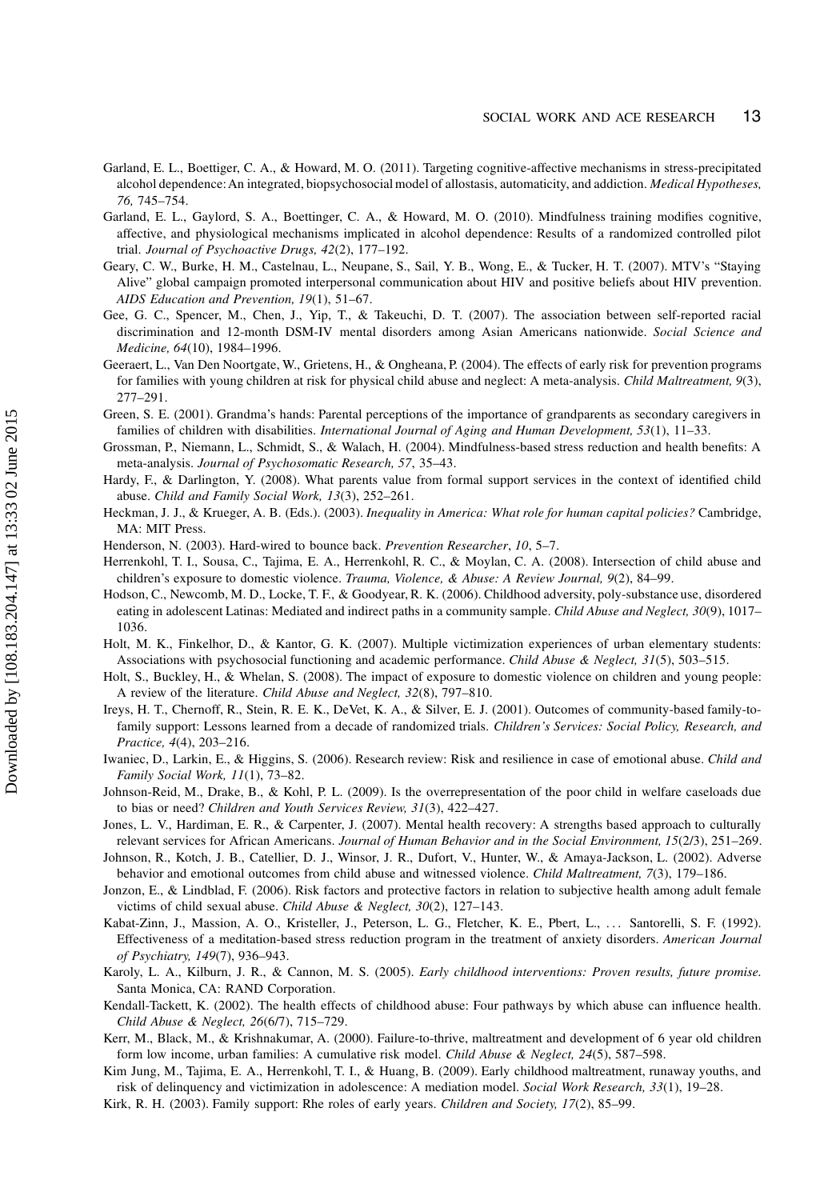Garland, E. L., Boettiger, C. A., & Howard, M. O. (2011). Targeting cognitive-affective mechanisms in stress-precipitated alcohol dependence: An integrated, biopsychosocial model of allostasis, automaticity, and addiction. *Medical Hypotheses, 76,* 745–754.

Garland, E. L., Gaylord, S. A., Boettinger, C. A., & Howard, M. O. (2010). Mindfulness training modifies cognitive, affective, and physiological mechanisms implicated in alcohol dependence: Results of a randomized controlled pilot trial. *Journal of Psychoactive Drugs, 42*(2), 177–192.

Geary, C. W., Burke, H. M., Castelnau, L., Neupane, S., Sail, Y. B., Wong, E., & Tucker, H. T. (2007). MTV's "Staying Alive" global campaign promoted interpersonal communication about HIV and positive beliefs about HIV prevention. *AIDS Education and Prevention, 19*(1), 51–67.

Gee, G. C., Spencer, M., Chen, J., Yip, T., & Takeuchi, D. T. (2007). The association between self-reported racial discrimination and 12-month DSM-IV mental disorders among Asian Americans nationwide. *Social Science and Medicine, 64*(10), 1984–1996.

Geeraert, L., Van Den Noortgate, W., Grietens, H., & Ongheana, P. (2004). The effects of early risk for prevention programs for families with young children at risk for physical child abuse and neglect: A meta-analysis. *Child Maltreatment, 9*(3), 277–291.

Green, S. E. (2001). Grandma's hands: Parental perceptions of the importance of grandparents as secondary caregivers in families of children with disabilities. *International Journal of Aging and Human Development, 53*(1), 11–33.

Grossman, P., Niemann, L., Schmidt, S., & Walach, H. (2004). Mindfulness-based stress reduction and health benefits: A meta-analysis. *Journal of Psychosomatic Research, 57*, 35–43.

Hardy, F., & Darlington, Y. (2008). What parents value from formal support services in the context of identified child abuse. *Child and Family Social Work, 13*(3), 252–261.

Heckman, J. J., & Krueger, A. B. (Eds.). (2003). *Inequality in America: What role for human capital policies?* Cambridge, MA: MIT Press.

Henderson, N. (2003). Hard-wired to bounce back. *Prevention Researcher*, *10*, 5–7.

Herrenkohl, T. I., Sousa, C., Tajima, E. A., Herrenkohl, R. C., & Moylan, C. A. (2008). Intersection of child abuse and children's exposure to domestic violence. *Trauma, Violence, & Abuse: A Review Journal, 9*(2), 84–99.

Hodson, C., Newcomb, M. D., Locke, T. F., & Goodyear, R. K. (2006). Childhood adversity, poly-substance use, disordered eating in adolescent Latinas: Mediated and indirect paths in a community sample. *Child Abuse and Neglect, 30*(9), 1017–1036.

Holt, M. K., Finkelhor, D., & Kantor, G. K. (2007). Multiple victimization experiences of urban elementary students: Associations with psychosocial functioning and academic performance. *Child Abuse & Neglect, 31*(5), 503–515.

Holt, S., Buckley, H., & Whelan, S. (2008). The impact of exposure to domestic violence on children and young people: A review of the literature. *Child Abuse and Neglect, 32*(8), 797–810.

Ireys, H. T., Chernoff, R., Stein, R. E. K., DeVet, K. A., & Silver, E. J. (2001). Outcomes of community-based family-to-family support: Lessons learned from a decade of randomized trials. *Children's Services: Social Policy, Research, and Practice, 4*(4), 203–216.

Iwaniec, D., Larkin, E., & Higgins, S. (2006). Research review: Risk and resilience in case of emotional abuse. *Child and Family Social Work, 11*(1), 73–82.

Johnson-Reid, M., Drake, B., & Kohl, P. L. (2009). Is the overrepresentation of the poor child in welfare caseloads due to bias or need? *Children and Youth Services Review, 31*(3), 422–427.

Jones, L. V., Hardiman, E. R., & Carpenter, J. (2007). Mental health recovery: A strengths based approach to culturally relevant services for African Americans. *Journal of Human Behavior and in the Social Environment, 15*(2/3), 251–269.

Johnson, R., Kotch, J. B., Catellier, D. J., Winsor, J. R., Dufort, V., Hunter, W., & Amaya-Jackson, L. (2002). Adverse behavior and emotional outcomes from child abuse and witnessed violence. *Child Maltreatment, 7*(3), 179–186.

Jonzon, E., & Lindblad, F. (2006). Risk factors and protective factors in relation to subjective health among adult female victims of child sexual abuse. *Child Abuse & Neglect, 30*(2), 127–143.

Kabat-Zinn, J., Massion, A. O., Kristeller, J., Peterson, L. G., Fletcher, K. E., Pbert, L., ... Santorelli, S. F. (1992). Effectiveness of a meditation-based stress reduction program in the treatment of anxiety disorders. *American Journal of Psychiatry, 149*(7), 936–943.

Karoly, L. A., Kilburn, J. R., & Cannon, M. S. (2005). *Early childhood interventions: Proven results, future promise.* Santa Monica, CA: RAND Corporation.

Kendall-Tackett, K. (2002). The health effects of childhood abuse: Four pathways by which abuse can influence health. *Child Abuse & Neglect, 26*(6/7), 715–729.

Kerr, M., Black, M., & Krishnakumar, A. (2000). Failure-to-thrive, maltreatment and development of 6 year old children form low income, urban families: A cumulative risk model. *Child Abuse & Neglect, 24*(5), 587–598.

Kim Jung, M., Tajima, E. A., Herrenkohl, T. I., & Huang, B. (2009). Early childhood maltreatment, runaway youths, and risk of delinquency and victimization in adolescence: A mediation model. *Social Work Research, 33*(1), 19–28.

Kirk, R. H. (2003). Family support: Rhe roles of early years. *Children and Society, 17*(2), 85–99.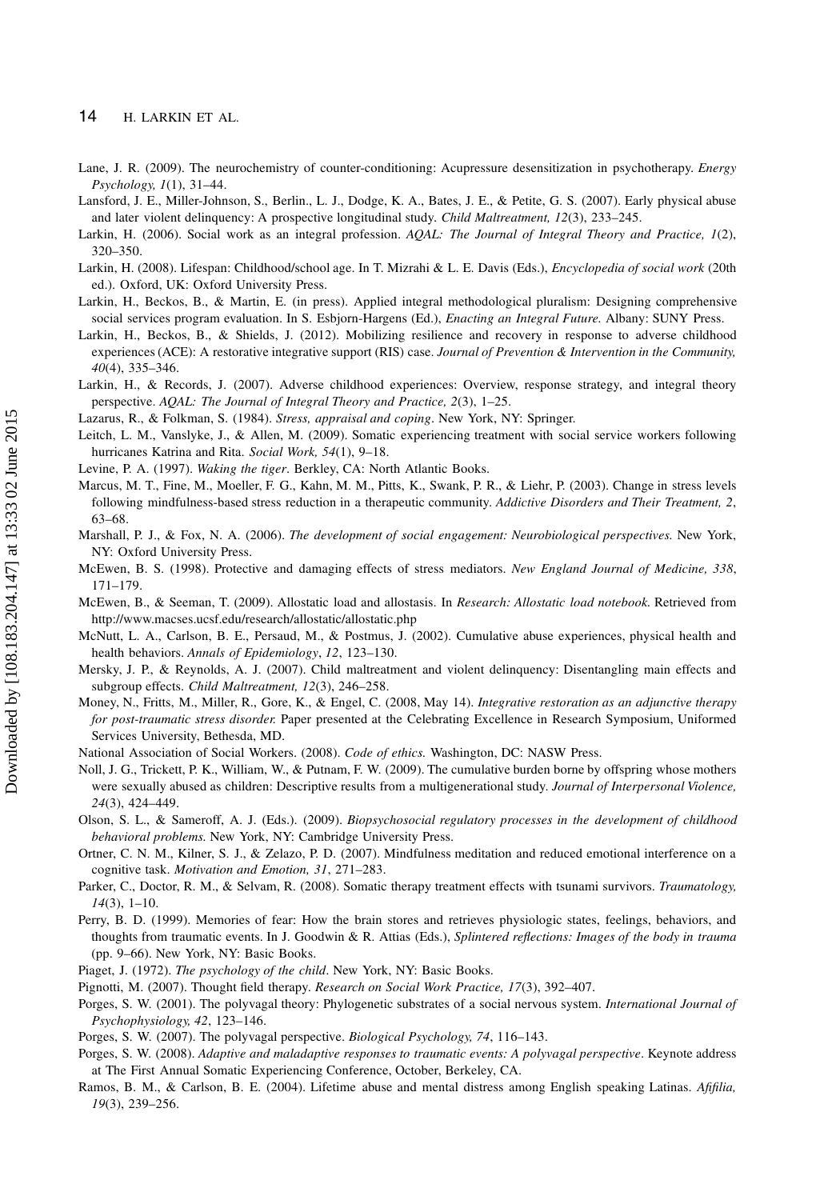Lane, J. R. (2009). The neurochemistry of counter-conditioning: Acupressure desensitization in psychotherapy. *Energy Psychology, 1*(1), 31–44.

Lansford, J. E., Miller-Johnson, S., Berlin., L. J., Dodge, K. A., Bates, J. E., & Petite, G. S. (2007). Early physical abuse and later violent delinquency: A prospective longitudinal study. *Child Maltreatment, 12*(3), 233–245.

Larkin, H. (2006). Social work as an integral profession. *AQAL: The Journal of Integral Theory and Practice, 1*(2), 320–350.

Larkin, H. (2008). Lifespan: Childhood/school age. In T. Mizrahi & L. E. Davis (Eds.), *Encyclopedia of social work* (20th ed.). Oxford, UK: Oxford University Press.

Larkin, H., Beckos, B., & Martin, E. (in press). Applied integral methodological pluralism: Designing comprehensive social services program evaluation. In S. Esbjorn-Hargens (Ed.), *Enacting an Integral Future.* Albany: SUNY Press.

Larkin, H., Beckos, B., & Shields, J. (2012). Mobilizing resilience and recovery in response to adverse childhood experiences (ACE): A restorative integrative support (RIS) case. *Journal of Prevention & Intervention in the Community, 40*(4), 335–346.

Larkin, H., & Records, J. (2007). Adverse childhood experiences: Overview, response strategy, and integral theory perspective. *AQAL: The Journal of Integral Theory and Practice, 2*(3), 1–25.

Lazarus, R., & Folkman, S. (1984). *Stress, appraisal and coping*. New York, NY: Springer.

Leitch, L. M., Vanslyke, J., & Allen, M. (2009). Somatic experiencing treatment with social service workers following hurricanes Katrina and Rita. *Social Work, 54*(1), 9–18.

Levine, P. A. (1997). *Waking the tiger*. Berkley, CA: North Atlantic Books.

Marcus, M. T., Fine, M., Moeller, F. G., Kahn, M. M., Pitts, K., Swank, P. R., & Liehr, P. (2003). Change in stress levels following mindfulness-based stress reduction in a therapeutic community. *Addictive Disorders and Their Treatment, 2*, 63–68.

Marshall, P. J., & Fox, N. A. (2006). *The development of social engagement: Neurobiological perspectives.* New York, NY: Oxford University Press.

McEwen, B. S. (1998). Protective and damaging effects of stress mediators. *New England Journal of Medicine, 338*, 171–179.

McEwen, B., & Seeman, T. (2009). Allostatic load and allostasis. In *Research: Allostatic load notebook.* Retrieved from http://www.macses.ucsf.edu/research/allostatic/allostatic.php

McNutt, L. A., Carlson, B. E., Persaud, M., & Postmus, J. (2002). Cumulative abuse experiences, physical health and health behaviors. *Annals of Epidemiology*, *12*, 123–130.

Mersky, J. P., & Reynolds, A. J. (2007). Child maltreatment and violent delinquency: Disentangling main effects and subgroup effects. *Child Maltreatment, 12*(3), 246–258.

Money, N., Fritts, M., Miller, R., Gore, K., & Engel, C. (2008, May 14). *Integrative restoration as an adjunctive therapy for post-traumatic stress disorder.* Paper presented at the Celebrating Excellence in Research Symposium, Uniformed Services University, Bethesda, MD.

National Association of Social Workers. (2008). *Code of ethics.* Washington, DC: NASW Press.

Noll, J. G., Trickett, P. K., William, W., & Putnam, F. W. (2009). The cumulative burden borne by offspring whose mothers were sexually abused as children: Descriptive results from a multigenerational study. *Journal of Interpersonal Violence, 24*(3), 424–449.

Olson, S. L., & Sameroff, A. J. (Eds.). (2009). *Biopsychosocial regulatory processes in the development of childhood behavioral problems.* New York, NY: Cambridge University Press.

Ortner, C. N. M., Kilner, S. J., & Zelazo, P. D. (2007). Mindfulness meditation and reduced emotional interference on a cognitive task. *Motivation and Emotion, 31*, 271–283.

Parker, C., Doctor, R. M., & Selvam, R. (2008). Somatic therapy treatment effects with tsunami survivors. *Traumatology, 14*(3), 1–10.

Perry, B. D. (1999). Memories of fear: How the brain stores and retrieves physiologic states, feelings, behaviors, and thoughts from traumatic events. In J. Goodwin & R. Attias (Eds.), *Splintered reflections: Images of the body in trauma* (pp. 9–66). New York, NY: Basic Books.

Piaget, J. (1972). *The psychology of the child*. New York, NY: Basic Books.

Pignotti, M. (2007). Thought field therapy. *Research on Social Work Practice, 17*(3), 392–407.

Porges, S. W. (2001). The polyvagal theory: Phylogenetic substrates of a social nervous system. *International Journal of Psychophysiology, 42*, 123–146.

Porges, S. W. (2007). The polyvagal perspective. *Biological Psychology, 74*, 116–143.

Porges, S. W. (2008). *Adaptive and maladaptive responses to traumatic events: A polyvagal perspective*. Keynote address at The First Annual Somatic Experiencing Conference, October, Berkeley, CA.

Ramos, B. M., & Carlson, B. E. (2004). Lifetime abuse and mental distress among English speaking Latinas. *Afifilia, 19*(3), 239–256.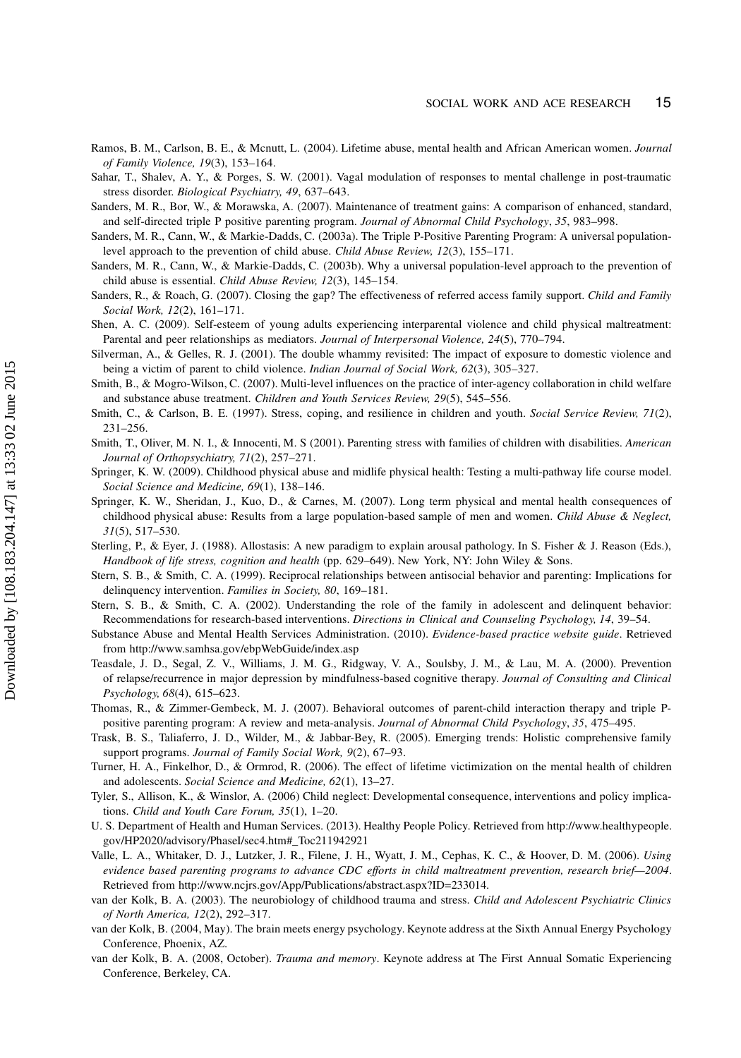Ramos, B. M., Carlson, B. E., & Mcnutt, L. (2004). Lifetime abuse, mental health and African American women. *Journal of Family Violence, 19*(3), 153–164.

Sahar, T., Shalev, A. Y., & Porges, S. W. (2001). Vagal modulation of responses to mental challenge in post-traumatic stress disorder. *Biological Psychiatry, 49*, 637–643.

Sanders, M. R., Bor, W., & Morawska, A. (2007). Maintenance of treatment gains: A comparison of enhanced, standard, and self-directed triple P positive parenting program. *Journal of Abnormal Child Psychology*, *35*, 983–998.

Sanders, M. R., Cann, W., & Markie-Dadds, C. (2003a). The Triple P-Positive Parenting Program: A universal population-level approach to the prevention of child abuse. *Child Abuse Review, 12*(3), 155–171.

Sanders, M. R., Cann, W., & Markie-Dadds, C. (2003b). Why a universal population-level approach to the prevention of child abuse is essential. *Child Abuse Review, 12*(3), 145–154.

Sanders, R., & Roach, G. (2007). Closing the gap? The effectiveness of referred access family support. *Child and Family Social Work, 12*(2), 161–171.

Shen, A. C. (2009). Self-esteem of young adults experiencing interparental violence and child physical maltreatment: Parental and peer relationships as mediators. *Journal of Interpersonal Violence, 24*(5), 770–794.

Silverman, A., & Gelles, R. J. (2001). The double whammy revisited: The impact of exposure to domestic violence and being a victim of parent to child violence. *Indian Journal of Social Work, 62*(3), 305–327.

Smith, B., & Mogro-Wilson, C. (2007). Multi-level influences on the practice of inter-agency collaboration in child welfare and substance abuse treatment. *Children and Youth Services Review, 29*(5), 545–556.

Smith, C., & Carlson, B. E. (1997). Stress, coping, and resilience in children and youth. *Social Service Review, 71*(2), 231–256.

Smith, T., Oliver, M. N. I., & Innocenti, M. S (2001). Parenting stress with families of children with disabilities. *American Journal of Orthopsychiatry, 71*(2), 257–271.

Springer, K. W. (2009). Childhood physical abuse and midlife physical health: Testing a multi-pathway life course model. *Social Science and Medicine, 69*(1), 138–146.

Springer, K. W., Sheridan, J., Kuo, D., & Carnes, M. (2007). Long term physical and mental health consequences of childhood physical abuse: Results from a large population-based sample of men and women. *Child Abuse & Neglect, 31*(5), 517–530.

Sterling, P., & Eyer, J. (1988). Allostasis: A new paradigm to explain arousal pathology. In S. Fisher & J. Reason (Eds.), *Handbook of life stress, cognition and health* (pp. 629–649). New York, NY: John Wiley & Sons.

Stern, S. B., & Smith, C. A. (1999). Reciprocal relationships between antisocial behavior and parenting: Implications for delinquency intervention. *Families in Society, 80*, 169–181.

Stern, S. B., & Smith, C. A. (2002). Understanding the role of the family in adolescent and delinquent behavior: Recommendations for research-based interventions. *Directions in Clinical and Counseling Psychology, 14*, 39–54.

Substance Abuse and Mental Health Services Administration. (2010). *Evidence-based practice website guide*. Retrieved from http://www.samhsa.gov/ebpWebGuide/index.asp

Teasdale, J. D., Segal, Z. V., Williams, J. M. G., Ridgway, V. A., Soulsby, J. M., & Lau, M. A. (2000). Prevention of relapse/recurrence in major depression by mindfulness-based cognitive therapy. *Journal of Consulting and Clinical Psychology, 68*(4), 615–623.

Thomas, R., & Zimmer-Gembeck, M. J. (2007). Behavioral outcomes of parent-child interaction therapy and triple P-positive parenting program: A review and meta-analysis. *Journal of Abnormal Child Psychology*, *35*, 475–495.

Trask, B. S., Taliaferro, J. D., Wilder, M., & Jabbar-Bey, R. (2005). Emerging trends: Holistic comprehensive family support programs. *Journal of Family Social Work, 9*(2), 67–93.

Turner, H. A., Finkelhor, D., & Ormrod, R. (2006). The effect of lifetime victimization on the mental health of children and adolescents. *Social Science and Medicine, 62*(1), 13–27.

Tyler, S., Allison, K., & Winslor, A. (2006) Child neglect: Developmental consequence, interventions and policy implications. *Child and Youth Care Forum, 35*(1), 1–20.

U. S. Department of Health and Human Services. (2013). Healthy People Policy. Retrieved from http://www.healthypeople.gov/HP2020/advisory/PhaseI/sec4.htm#_Toc211942921

Valle, L. A., Whitaker, D. J., Lutzker, J. R., Filene, J. H., Wyatt, J. M., Cephas, K. C., & Hoover, D. M. (2006). *Using evidence based parenting programs to advance CDC efforts in child maltreatment prevention, research brief—2004*. Retrieved from http://www.ncjrs.gov/App/Publications/abstract.aspx?ID=233014.

van der Kolk, B. A. (2003). The neurobiology of childhood trauma and stress. *Child and Adolescent Psychiatric Clinics of North America, 12*(2), 292–317.

van der Kolk, B. (2004, May). The brain meets energy psychology. Keynote address at the Sixth Annual Energy Psychology Conference, Phoenix, AZ.

van der Kolk, B. A. (2008, October). *Trauma and memory*. Keynote address at The First Annual Somatic Experiencing Conference, Berkeley, CA.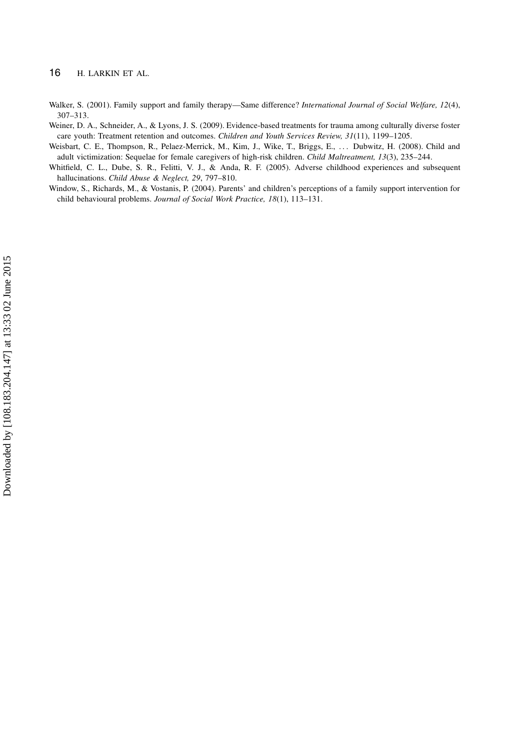Walker, S. (2001). Family support and family therapy—Same difference? *International Journal of Social Welfare, 12*(4), 307–313.

Weiner, D. A., Schneider, A., & Lyons, J. S. (2009). Evidence-based treatments for trauma among culturally diverse foster care youth: Treatment retention and outcomes. *Children and Youth Services Review, 31*(11), 1199–1205.

Weisbart, C. E., Thompson, R., Pelaez-Merrick, M., Kim, J., Wike, T., Briggs, E., . . . Dubwitz, H. (2008). Child and adult victimization: Sequelae for female caregivers of high-risk children. *Child Maltreatment, 13*(3), 235–244.

Whitfield, C. L., Dube, S. R., Felitti, V. J., & Anda, R. F. (2005). Adverse childhood experiences and subsequent hallucinations. *Child Abuse & Neglect, 29*, 797–810.

Window, S., Richards, M., & Vostanis, P. (2004). Parents' and children's perceptions of a family support intervention for child behavioural problems. *Journal of Social Work Practice, 18*(1), 113–131.